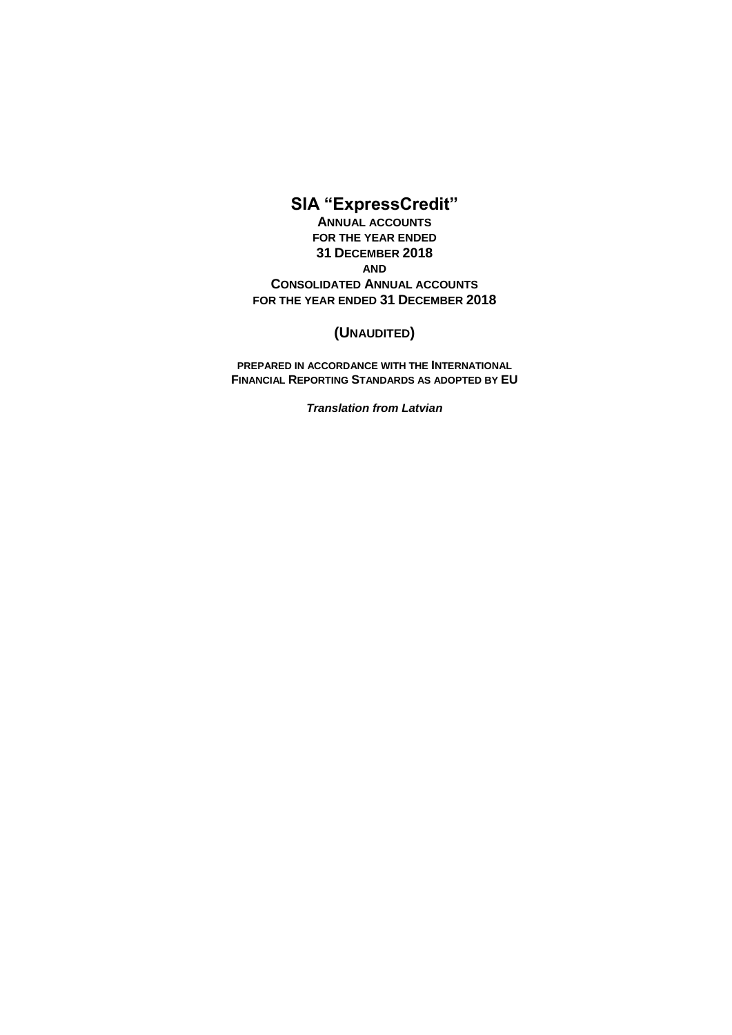# SIA "ExpressCredit"

**ANNUAL ACCOUNTS**
**FOR THE YEAR ENDED**
**31 DECEMBER 2018**
**AND**
**CONSOLIDATED ANNUAL ACCOUNTS**
**FOR THE YEAR ENDED 31 DECEMBER 2018**

**(UNAUDITED)**

**PREPARED IN ACCORDANCE WITH THE INTERNATIONAL FINANCIAL REPORTING STANDARDS AS ADOPTED BY EU**

***Translation from Latvian***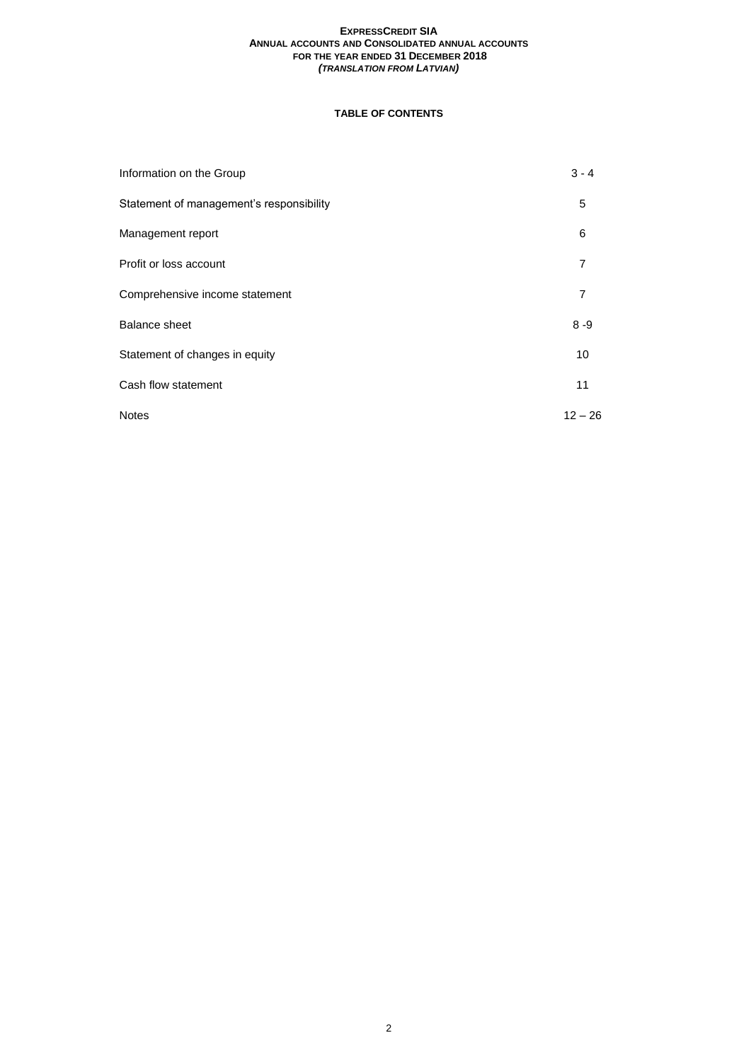## TABLE OF CONTENTS

| | |
|---|---|
| Information on the Group | 3 - 4 |
| Statement of management's responsibility | 5 |
| Management report | 6 |
| Profit or loss account | 7 |
| Comprehensive income statement | 7 |
| Balance sheet | 8 -9 |
| Statement of changes in equity | 10 |
| Cash flow statement | 11 |
| Notes | 12 – 26 |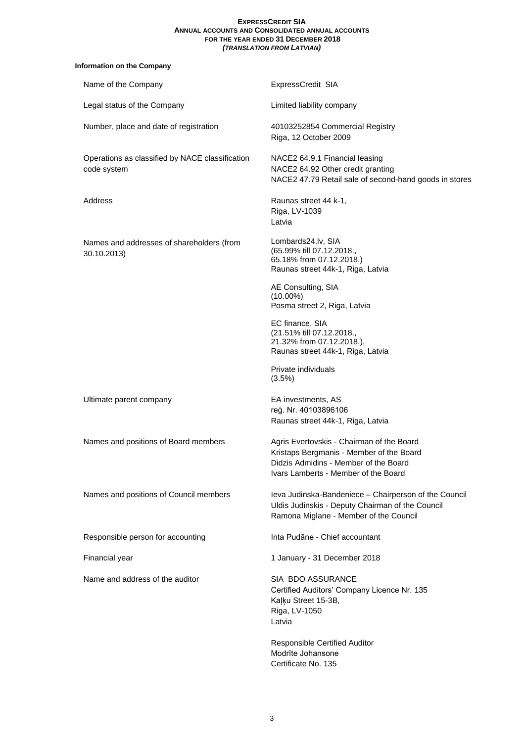**Information on the Company**

| | |
|---|---|
| Name of the Company | ExpressCredit SIA |
| Legal status of the Company | Limited liability company |
| Number, place and date of registration | 40103252854 Commercial Registry<br>Riga, 12 October 2009 |
| Operations as classified by NACE classification code system | NACE2 64.9.1 Financial leasing<br>NACE2 64.92 Other credit granting<br>NACE2 47.79 Retail sale of second-hand goods in stores |
| Address | Raunas street 44 k-1,<br>Riga, LV-1039<br>Latvia |
| Names and addresses of shareholders (from 30.10.2013) | Lombards24.lv, SIA<br>(65.99% till 07.12.2018.,<br>65.18% from 07.12.2018.)<br>Raunas street 44k-1, Riga, Latvia<br><br>AE Consulting, SIA<br>(10.00%)<br>Posma street 2, Riga, Latvia<br><br>EC finance, SIA<br>(21.51% till 07.12.2018.,<br>21.32% from 07.12.2018.),<br>Raunas street 44k-1, Riga, Latvia<br><br>Private individuals<br>(3.5%) |
| Ultimate parent company | EA investments, AS<br>reģ. Nr. 40103896106<br>Raunas street 44k-1, Riga, Latvia |
| Names and positions of Board members | Agris Evertovskis - Chairman of the Board<br>Kristaps Bergmanis - Member of the Board<br>Didzis Admidins - Member of the Board<br>Ivars Lamberts - Member of the Board |
| Names and positions of Council members | Ieva Judinska-Bandeniece – Chairperson of the Council<br>Uldis Judinskis - Deputy Chairman of the Council<br>Ramona Miglane - Member of the Council |
| Responsible person for accounting | Inta Pudāne - Chief accountant |
| Financial year | 1 January - 31 December 2018 |
| Name and address of the auditor | SIA BDO ASSURANCE<br>Certified Auditors' Company Licence Nr. 135<br>Kaļķu Street 15-3B,<br>Riga, LV-1050<br>Latvia<br><br>Responsible Certified Auditor<br>Modrīte Johansone<br>Certificate No. 135 |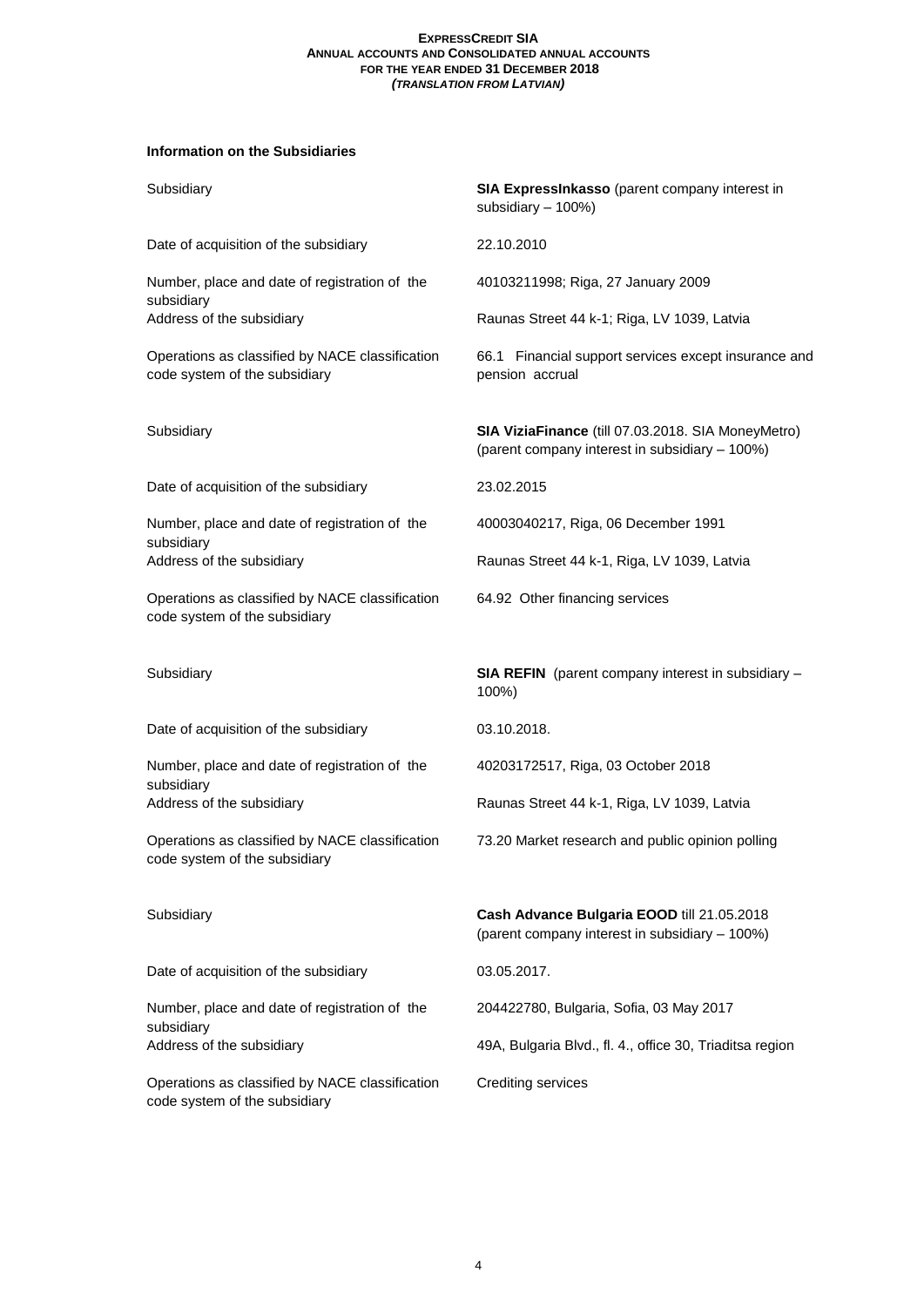**Information on the Subsidiaries**

| | |
|---|---|
| Subsidiary | **SIA ExpressInkasso** (parent company interest in subsidiary – 100%) |
| Date of acquisition of the subsidiary | 22.10.2010 |
| Number, place and date of registration of the subsidiary | 40103211998; Riga, 27 January 2009 |
| Address of the subsidiary | Raunas Street 44 k-1; Riga, LV 1039, Latvia |
| Operations as classified by NACE classification code system of the subsidiary | 66.1 Financial support services except insurance and pension accrual |
| Subsidiary | **SIA ViziaFinance** (till 07.03.2018. SIA MoneyMetro) (parent company interest in subsidiary – 100%) |
| Date of acquisition of the subsidiary | 23.02.2015 |
| Number, place and date of registration of the subsidiary | 40003040217, Riga, 06 December 1991 |
| Address of the subsidiary | Raunas Street 44 k-1, Riga, LV 1039, Latvia |
| Operations as classified by NACE classification code system of the subsidiary | 64.92 Other financing services |
| Subsidiary | **SIA REFIN** (parent company interest in subsidiary – 100%) |
| Date of acquisition of the subsidiary | 03.10.2018. |
| Number, place and date of registration of the subsidiary | 40203172517, Riga, 03 October 2018 |
| Address of the subsidiary | Raunas Street 44 k-1, Riga, LV 1039, Latvia |
| Operations as classified by NACE classification code system of the subsidiary | 73.20 Market research and public opinion polling |
| Subsidiary | **Cash Advance Bulgaria EOOD** till 21.05.2018 (parent company interest in subsidiary – 100%) |
| Date of acquisition of the subsidiary | 03.05.2017. |
| Number, place and date of registration of the subsidiary | 204422780, Bulgaria, Sofia, 03 May 2017 |
| Address of the subsidiary | 49A, Bulgaria Blvd., fl. 4., office 30, Triaditsa region |
| Operations as classified by NACE classification code system of the subsidiary | Crediting services |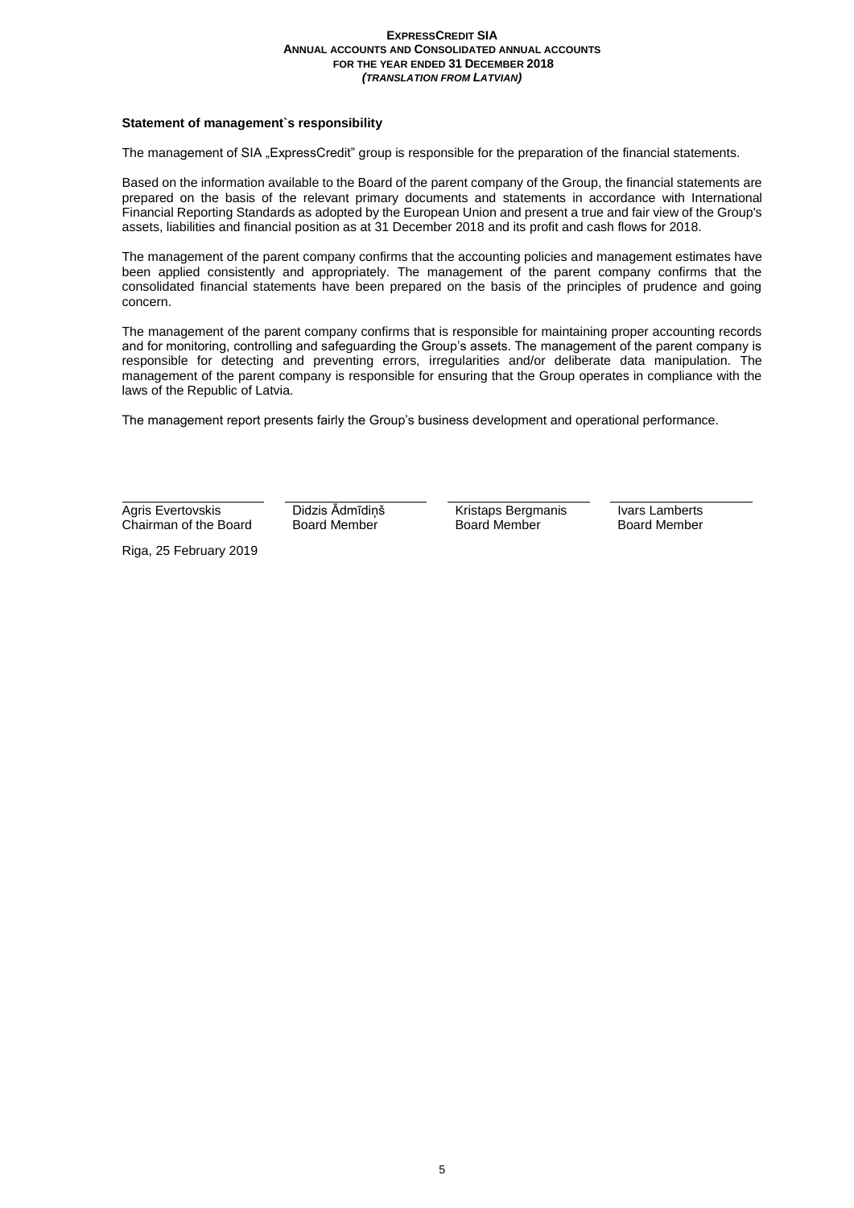**Statement of management`s responsibility**

The management of SIA „ExpressCredit" group is responsible for the preparation of the financial statements.

Based on the information available to the Board of the parent company of the Group, the financial statements are prepared on the basis of the relevant primary documents and statements in accordance with International Financial Reporting Standards as adopted by the European Union and present a true and fair view of the Group's assets, liabilities and financial position as at 31 December 2018 and its profit and cash flows for 2018.

The management of the parent company confirms that the accounting policies and management estimates have been applied consistently and appropriately. The management of the parent company confirms that the consolidated financial statements have been prepared on the basis of the principles of prudence and going concern.

The management of the parent company confirms that is responsible for maintaining proper accounting records and for monitoring, controlling and safeguarding the Group's assets. The management of the parent company is responsible for detecting and preventing errors, irregularities and/or deliberate data manipulation. The management of the parent company is responsible for ensuring that the Group operates in compliance with the laws of the Republic of Latvia.

The management report presents fairly the Group's business development and operational performance.

| | | | |
|---|---|---|---|
| Agris Evertovskis<br>Chairman of the Board | Didzis Ādmīdiņš<br>Board Member | Kristaps Bergmanis<br>Board Member | Ivars Lamberts<br>Board Member |

Riga, 25 February 2019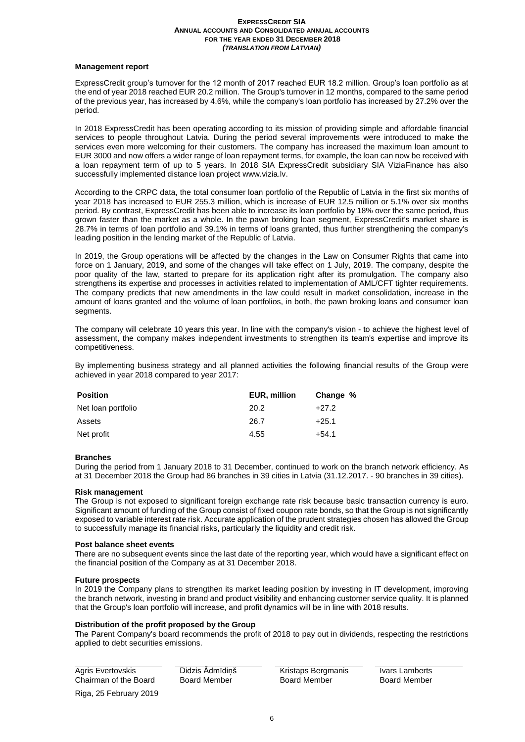## Management report

ExpressCredit group's turnover for the 12 month of 2017 reached EUR 18.2 million. Group's loan portfolio as at the end of year 2018 reached EUR 20.2 million. The Group's turnover in 12 months, compared to the same period of the previous year, has increased by 4.6%, while the company's loan portfolio has increased by 27.2% over the period.

In 2018 ExpressCredit has been operating according to its mission of providing simple and affordable financial services to people throughout Latvia. During the period several improvements were introduced to make the services even more welcoming for their customers. The company has increased the maximum loan amount to EUR 3000 and now offers a wider range of loan repayment terms, for example, the loan can now be received with a loan repayment term of up to 5 years. In 2018 SIA ExpressCredit subsidiary SIA ViziaFinance has also successfully implemented distance loan project www.vizia.lv.

According to the CRPC data, the total consumer loan portfolio of the Republic of Latvia in the first six months of year 2018 has increased to EUR 255.3 million, which is increase of EUR 12.5 million or 5.1% over six months period. By contrast, ExpressCredit has been able to increase its loan portfolio by 18% over the same period, thus grown faster than the market as a whole. In the pawn broking loan segment, ExpressCredit's market share is 28.7% in terms of loan portfolio and 39.1% in terms of loans granted, thus further strengthening the company's leading position in the lending market of the Republic of Latvia.

In 2019, the Group operations will be affected by the changes in the Law on Consumer Rights that came into force on 1 January, 2019, and some of the changes will take effect on 1 July, 2019. The company, despite the poor quality of the law, started to prepare for its application right after its promulgation. The company also strengthens its expertise and processes in activities related to implementation of AML/CFT tighter requirements. The company predicts that new amendments in the law could result in market consolidation, increase in the amount of loans granted and the volume of loan portfolios, in both, the pawn broking loans and consumer loan segments.

The company will celebrate 10 years this year. In line with the company's vision - to achieve the highest level of assessment, the company makes independent investments to strengthen its team's expertise and improve its competitiveness.

By implementing business strategy and all planned activities the following financial results of the Group were achieved in year 2018 compared to year 2017:

| Position | EUR, million | Change % |
|---|---|---|
| Net loan portfolio | 20.2 | +27.2 |
| Assets | 26.7 | +25.1 |
| Net profit | 4.55 | +54.1 |

### Branches

During the period from 1 January 2018 to 31 December, continued to work on the branch network efficiency. As at 31 December 2018 the Group had 86 branches in 39 cities in Latvia (31.12.2017. - 90 branches in 39 cities).

### Risk management

The Group is not exposed to significant foreign exchange rate risk because basic transaction currency is euro. Significant amount of funding of the Group consist of fixed coupon rate bonds, so that the Group is not significantly exposed to variable interest rate risk. Accurate application of the prudent strategies chosen has allowed the Group to successfully manage its financial risks, particularly the liquidity and credit risk.

### Post balance sheet events

There are no subsequent events since the last date of the reporting year, which would have a significant effect on the financial position of the Company as at 31 December 2018.

### Future prospects

In 2019 the Company plans to strengthen its market leading position by investing in IT development, improving the branch network, investing in brand and product visibility and enhancing customer service quality. It is planned that the Group's loan portfolio will increase, and profit dynamics will be in line with 2018 results.

### Distribution of the profit proposed by the Group

The Parent Company's board recommends the profit of 2018 to pay out in dividends, respecting the restrictions applied to debt securities emissions.

| | | | |
|---|---|---|---|
| Agris Evertovskis | Didzis Ādmīdiņš | Kristaps Bergmanis | Ivars Lamberts |
| Chairman of the Board | Board Member | Board Member | Board Member |

Riga, 25 February 2019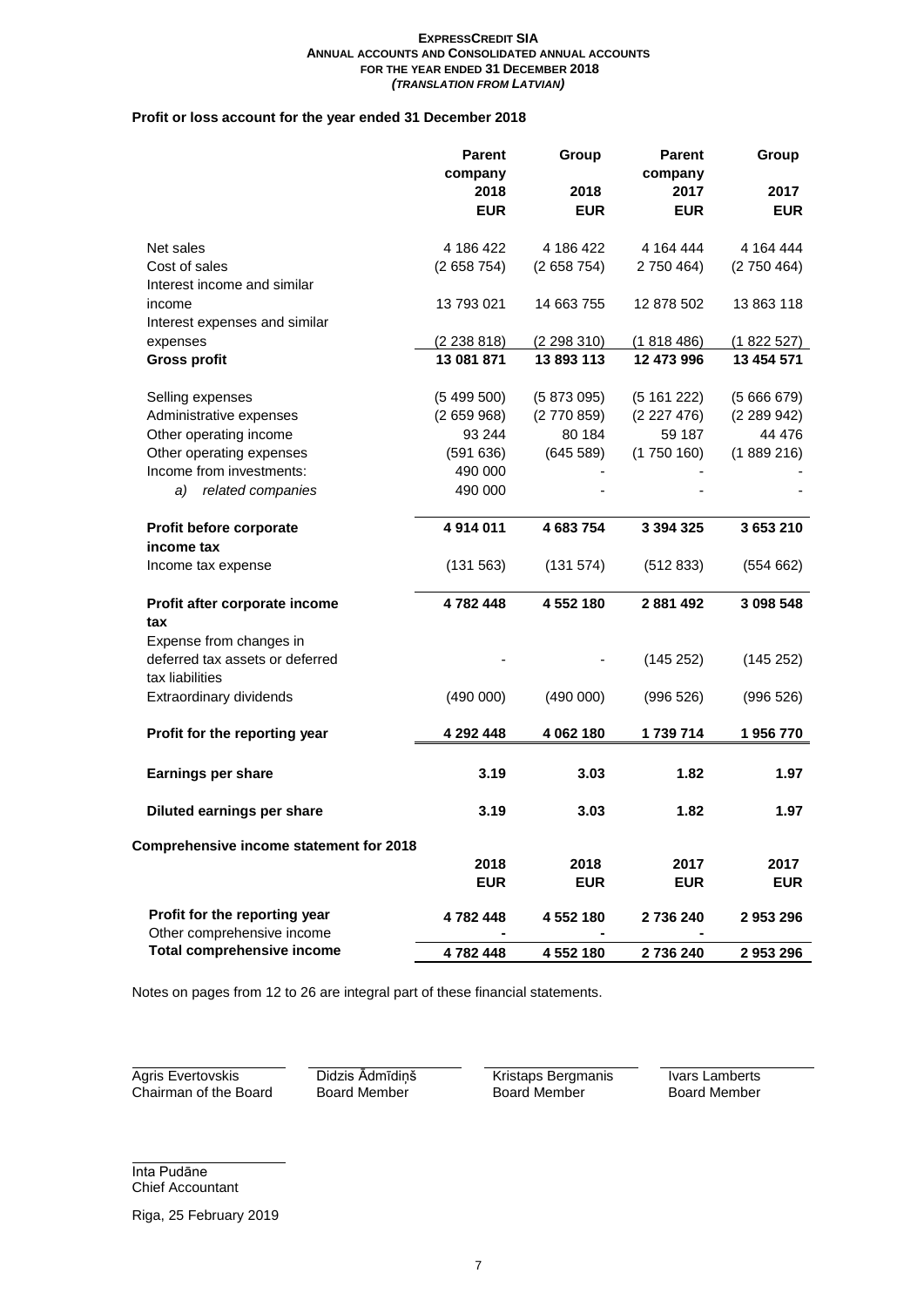**EXPRESSCREDIT SIA**
**ANNUAL ACCOUNTS AND CONSOLIDATED ANNUAL ACCOUNTS**
**FOR THE YEAR ENDED 31 DECEMBER 2018**
***(TRANSLATION FROM LATVIAN)***

## Profit or loss account for the year ended 31 December 2018

| | Parent company 2018 EUR | Group 2018 EUR | Parent company 2017 EUR | Group 2017 EUR |
|---|---|---|---|---|
| Net sales | 4 186 422 | 4 186 422 | 4 164 444 | 4 164 444 |
| Cost of sales | (2 658 754) | (2 658 754) | 2 750 464) | (2 750 464) |
| Interest income and similar income | 13 793 021 | 14 663 755 | 12 878 502 | 13 863 118 |
| Interest expenses and similar expenses | (2 238 818) | (2 298 310) | (1 818 486) | (1 822 527) |
| **Gross profit** | **13 081 871** | **13 893 113** | **12 473 996** | **13 454 571** |
| Selling expenses | (5 499 500) | (5 873 095) | (5 161 222) | (5 666 679) |
| Administrative expenses | (2 659 968) | (2 770 859) | (2 227 476) | (2 289 942) |
| Other operating income | 93 244 | 80 184 | 59 187 | 44 476 |
| Other operating expenses | (591 636) | (645 589) | (1 750 160) | (1 889 216) |
| Income from investments: | 490 000 | - | - | - |
| *a) related companies* | 490 000 | - | - | - |
| **Profit before corporate income tax** | **4 914 011** | **4 683 754** | **3 394 325** | **3 653 210** |
| Income tax expense | (131 563) | (131 574) | (512 833) | (554 662) |
| **Profit after corporate income tax** | **4 782 448** | **4 552 180** | **2 881 492** | **3 098 548** |
| Expense from changes in deferred tax assets or deferred tax liabilities | - | - | (145 252) | (145 252) |
| Extraordinary dividends | (490 000) | (490 000) | (996 526) | (996 526) |
| **Profit for the reporting year** | **4 292 448** | **4 062 180** | **1 739 714** | **1 956 770** |
| **Earnings per share** | **3.19** | **3.03** | **1.82** | **1.97** |
| **Diluted earnings per share** | **3.19** | **3.03** | **1.82** | **1.97** |

## Comprehensive income statement for 2018

| | 2018 EUR | 2018 EUR | 2017 EUR | 2017 EUR |
|---|---|---|---|---|
| **Profit for the reporting year** | **4 782 448** | **4 552 180** | **2 736 240** | **2 953 296** |
| Other comprehensive income | - | - | - | |
| **Total comprehensive income** | **4 782 448** | **4 552 180** | **2 736 240** | **2 953 296** |

Notes on pages from 12 to 26 are integral part of these financial statements.

Agris Evertovskis
Chairman of the Board

Didzis Ādmīdiņš
Board Member

Kristaps Bergmanis
Board Member

Ivars Lamberts
Board Member

Inta Pudāne
Chief Accountant

Riga, 25 February 2019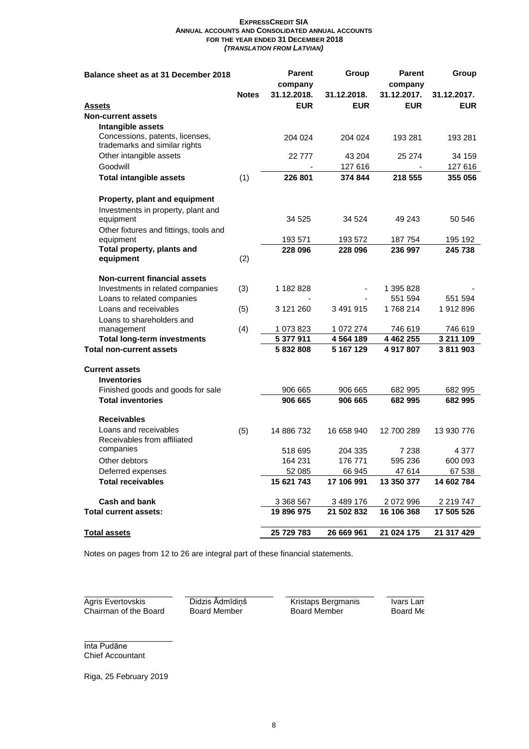**EXPRESSCREDIT SIA**
**ANNUAL ACCOUNTS AND CONSOLIDATED ANNUAL ACCOUNTS**
**FOR THE YEAR ENDED 31 DECEMBER 2018**
***(TRANSLATION FROM LATVIAN)***

| Balance sheet as at 31 December 2018 | Notes | Parent company 31.12.2018. | Group 31.12.2018. | Parent company 31.12.2017. | Group 31.12.2017. |
|---|---|---|---|---|---|
| **Assets** | | **EUR** | **EUR** | **EUR** | **EUR** |
| **Non-current assets** | | | | | |
| **Intangible assets** | | | | | |
| Concessions, patents, licenses, trademarks and similar rights | | 204 024 | 204 024 | 193 281 | 193 281 |
| Other intangible assets | | 22 777 | 43 204 | 25 274 | 34 159 |
| Goodwill | | - | 127 616 | - | 127 616 |
| **Total intangible assets** | (1) | **226 801** | **374 844** | **218 555** | **355 056** |
| **Property, plant and equipment** | | | | | |
| Investments in property, plant and equipment | | 34 525 | 34 524 | 49 243 | 50 546 |
| Other fixtures and fittings, tools and equipment | | 193 571 | 193 572 | 187 754 | 195 192 |
| **Total property, plants and equipment** | (2) | **228 096** | **228 096** | **236 997** | **245 738** |
| **Non-current financial assets** | | | | | |
| Investments in related companies | (3) | 1 182 828 | - | 1 395 828 | - |
| Loans to related companies | | - | - | 551 594 | 551 594 |
| Loans and receivables | (5) | 3 121 260 | 3 491 915 | 1 768 214 | 1 912 896 |
| Loans to shareholders and management | (4) | 1 073 823 | 1 072 274 | 746 619 | 746 619 |
| **Total long-term investments** | | **5 377 911** | **4 564 189** | **4 462 255** | **3 211 109** |
| **Total non-current assets** | | **5 832 808** | **5 167 129** | **4 917 807** | **3 811 903** |
| **Current assets** | | | | | |
| **Inventories** | | | | | |
| Finished goods and goods for sale | | 906 665 | 906 665 | 682 995 | 682 995 |
| **Total inventories** | | **906 665** | **906 665** | **682 995** | **682 995** |
| **Receivables** | | | | | |
| Loans and receivables | (5) | 14 886 732 | 16 658 940 | 12 700 289 | 13 930 776 |
| Receivables from affiliated companies | | 518 695 | 204 335 | 7 238 | 4 377 |
| Other debtors | | 164 231 | 176 771 | 595 236 | 600 093 |
| Deferred expenses | | 52 085 | 66 945 | 47 614 | 67 538 |
| **Total receivables** | | **15 621 743** | **17 106 991** | **13 350 377** | **14 602 784** |
| **Cash and bank** | | 3 368 567 | 3 489 176 | 2 072 996 | 2 219 747 |
| **Total current assets:** | | **19 896 975** | **21 502 832** | **16 106 368** | **17 505 526** |
| **Total assets** | | **25 729 783** | **26 669 961** | **21 024 175** | **21 317 429** |

Notes on pages from 12 to 26 are integral part of these financial statements.

Agris Evertovskis
Chairman of the Board

Didzis Ādmīdiņš
Board Member

Kristaps Bergmanis
Board Member

Ivars Lan
Board Me

Inta Pudāne
Chief Accountant

Riga, 25 February 2019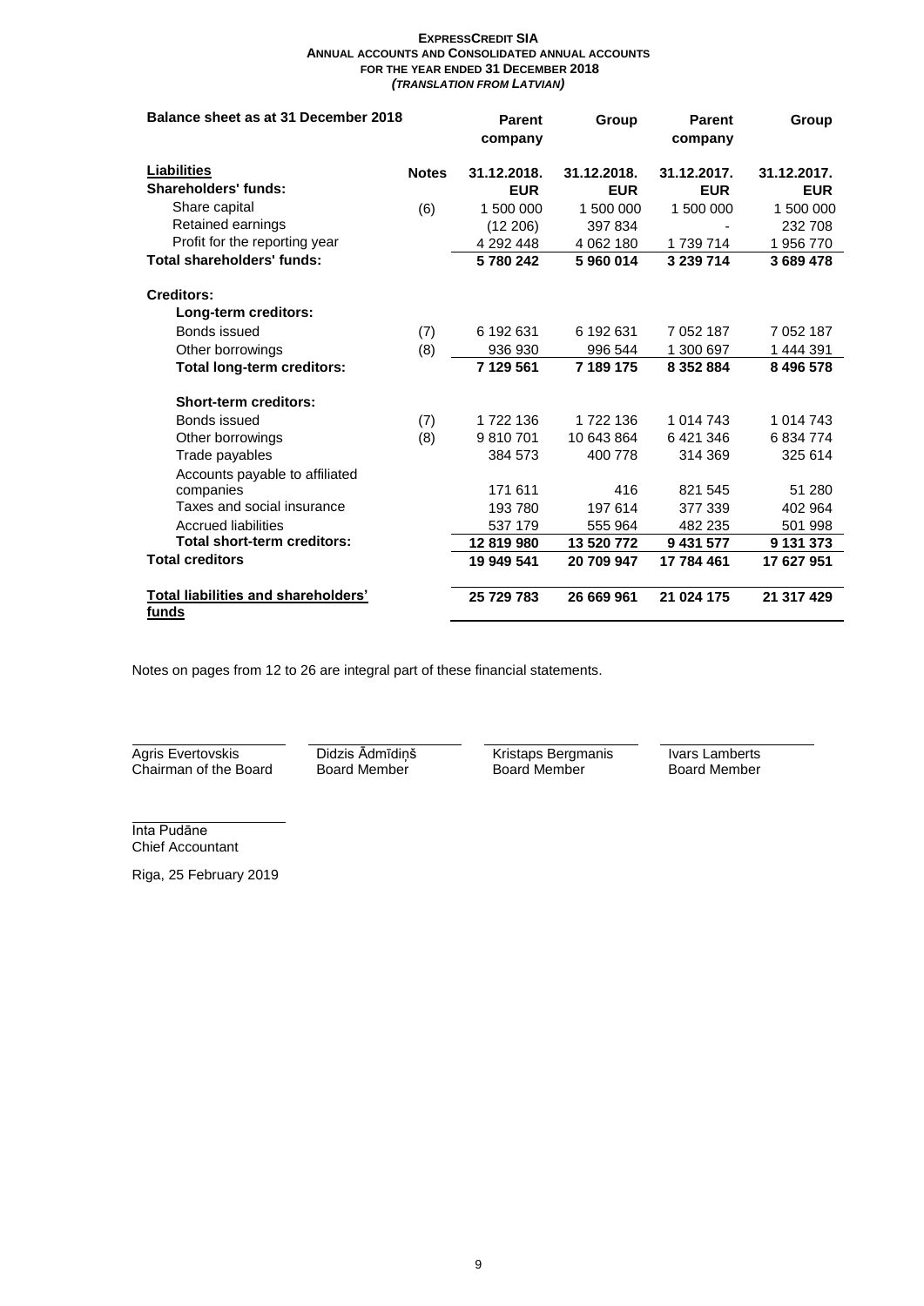**EXPRESSCREDIT SIA**
**ANNUAL ACCOUNTS AND CONSOLIDATED ANNUAL ACCOUNTS**
**FOR THE YEAR ENDED 31 DECEMBER 2018**
***(TRANSLATION FROM LATVIAN)***

| Balance sheet as at 31 December 2018 | | Parent company | Group | Parent company | Group |
|---|---|---|---|---|---|
| **Liabilities** | **Notes** | **31.12.2018.** | **31.12.2018.** | **31.12.2017.** | **31.12.2017.** |
| **Shareholders' funds:** | | **EUR** | **EUR** | **EUR** | **EUR** |
| Share capital | (6) | 1 500 000 | 1 500 000 | 1 500 000 | 1 500 000 |
| Retained earnings | | (12 206) | 397 834 | - | 232 708 |
| Profit for the reporting year | | 4 292 448 | 4 062 180 | 1 739 714 | 1 956 770 |
| **Total shareholders' funds:** | | **5 780 242** | **5 960 014** | **3 239 714** | **3 689 478** |
| **Creditors:** | | | | | |
| **Long-term creditors:** | | | | | |
| Bonds issued | (7) | 6 192 631 | 6 192 631 | 7 052 187 | 7 052 187 |
| Other borrowings | (8) | 936 930 | 996 544 | 1 300 697 | 1 444 391 |
| **Total long-term creditors:** | | **7 129 561** | **7 189 175** | **8 352 884** | **8 496 578** |
| **Short-term creditors:** | | | | | |
| Bonds issued | (7) | 1 722 136 | 1 722 136 | 1 014 743 | 1 014 743 |
| Other borrowings | (8) | 9 810 701 | 10 643 864 | 6 421 346 | 6 834 774 |
| Trade payables | | 384 573 | 400 778 | 314 369 | 325 614 |
| Accounts payable to affiliated companies | | 171 611 | 416 | 821 545 | 51 280 |
| Taxes and social insurance | | 193 780 | 197 614 | 377 339 | 402 964 |
| Accrued liabilities | | 537 179 | 555 964 | 482 235 | 501 998 |
| **Total short-term creditors:** | | **12 819 980** | **13 520 772** | **9 431 577** | **9 131 373** |
| **Total creditors** | | **19 949 541** | **20 709 947** | **17 784 461** | **17 627 951** |
| **Total liabilities and shareholders' funds** | | **25 729 783** | **26 669 961** | **21 024 175** | **21 317 429** |

Notes on pages from 12 to 26 are integral part of these financial statements.

| | | | |
|---|---|---|---|
| Agris Evertovskis<br>Chairman of the Board | Didzis Ādmīdiņš<br>Board Member | Kristaps Bergmanis<br>Board Member | Ivars Lamberts<br>Board Member |

Inta Pudāne
Chief Accountant

Riga, 25 February 2019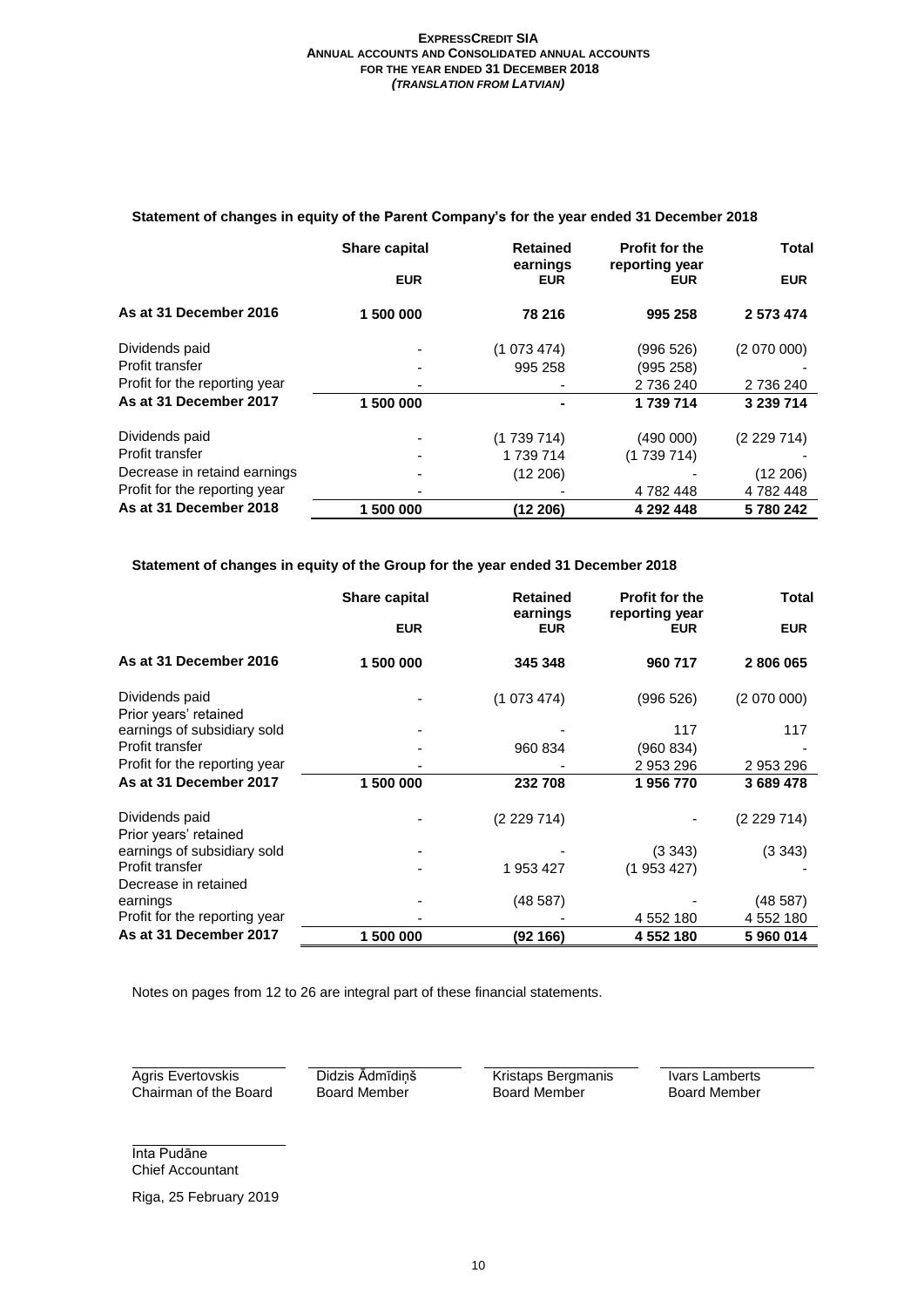**Statement of changes in equity of the Parent Company's for the year ended 31 December 2018**

| | Share capital | Retained earnings | Profit for the reporting year | Total |
|---|---|---|---|---|
| | EUR | EUR | EUR | EUR |
| **As at 31 December 2016** | **1 500 000** | **78 216** | **995 258** | **2 573 474** |
| Dividends paid | - | (1 073 474) | (996 526) | (2 070 000) |
| Profit transfer | - | 995 258 | (995 258) | - |
| Profit for the reporting year | - | - | 2 736 240 | 2 736 240 |
| **As at 31 December 2017** | **1 500 000** | **-** | **1 739 714** | **3 239 714** |
| Dividends paid | - | (1 739 714) | (490 000) | (2 229 714) |
| Profit transfer | - | 1 739 714 | (1 739 714) | - |
| Decrease in retaind earnings | - | (12 206) | - | (12 206) |
| Profit for the reporting year | - | - | 4 782 448 | 4 782 448 |
| **As at 31 December 2018** | **1 500 000** | **(12 206)** | **4 292 448** | **5 780 242** |

**Statement of changes in equity of the Group for the year ended 31 December 2018**

| | Share capital | Retained earnings | Profit for the reporting year | Total |
|---|---|---|---|---|
| | EUR | EUR | EUR | EUR |
| **As at 31 December 2016** | **1 500 000** | **345 348** | **960 717** | **2 806 065** |
| Dividends paid | - | (1 073 474) | (996 526) | (2 070 000) |
| Prior years' retained earnings of subsidiary sold | - | - | 117 | 117 |
| Profit transfer | - | 960 834 | (960 834) | - |
| Profit for the reporting year | - | - | 2 953 296 | 2 953 296 |
| **As at 31 December 2017** | **1 500 000** | **232 708** | **1 956 770** | **3 689 478** |
| Dividends paid | - | (2 229 714) | - | (2 229 714) |
| Prior years' retained earnings of subsidiary sold | - | - | (3 343) | (3 343) |
| Profit transfer | - | 1 953 427 | (1 953 427) | - |
| Decrease in retained earnings | - | (48 587) | - | (48 587) |
| Profit for the reporting year | - | - | 4 552 180 | 4 552 180 |
| **As at 31 December 2017** | **1 500 000** | **(92 166)** | **4 552 180** | **5 960 014** |

Notes on pages from 12 to 26 are integral part of these financial statements.

| | | | |
|---|---|---|---|
| Agris Evertovskis<br>Chairman of the Board | Didzis Ādmīdiņš<br>Board Member | Kristaps Bergmanis<br>Board Member | Ivars Lamberts<br>Board Member |

Inta Pudāne
Chief Accountant

Riga, 25 February 2019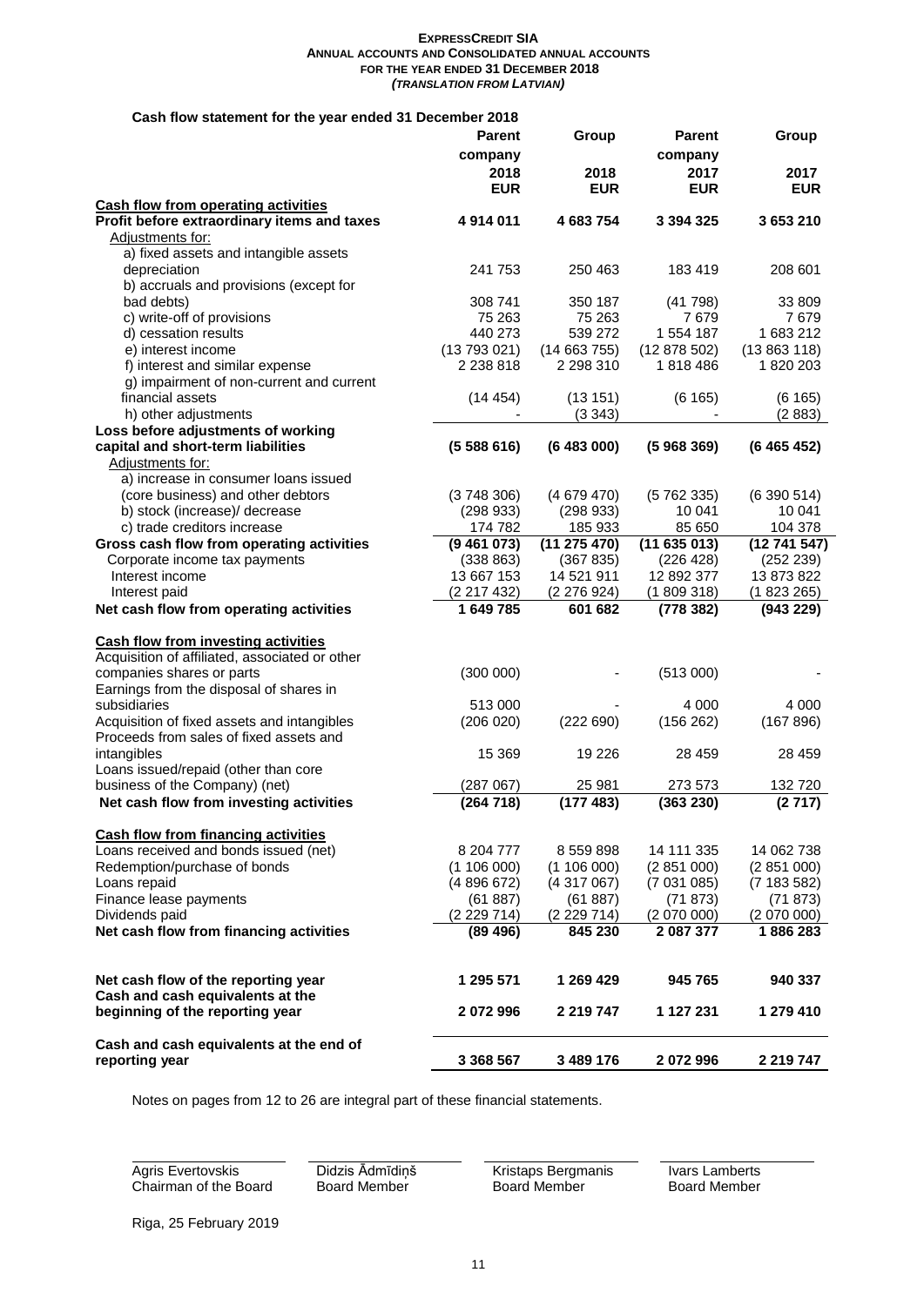**EXPRESSCREDIT SIA**
**ANNUAL ACCOUNTS AND CONSOLIDATED ANNUAL ACCOUNTS**
**FOR THE YEAR ENDED 31 DECEMBER 2018**
***(TRANSLATION FROM LATVIAN)***

**Cash flow statement for the year ended 31 December 2018**

| | Parent company 2018 EUR | Group 2018 EUR | Parent company 2017 EUR | Group 2017 EUR |
|---|---|---|---|---|
| **Cash flow from operating activities** | | | | |
| **Profit before extraordinary items and taxes** | **4 914 011** | **4 683 754** | **3 394 325** | **3 653 210** |
| Adjustments for: | | | | |
| a) fixed assets and intangible assets depreciation | 241 753 | 250 463 | 183 419 | 208 601 |
| b) accruals and provisions (except for bad debts) | 308 741 | 350 187 | (41 798) | 33 809 |
| c) write-off of provisions | 75 263 | 75 263 | 7 679 | 7 679 |
| d) cessation results | 440 273 | 539 272 | 1 554 187 | 1 683 212 |
| e) interest income | (13 793 021) | (14 663 755) | (12 878 502) | (13 863 118) |
| f) interest and similar expense | 2 238 818 | 2 298 310 | 1 818 486 | 1 820 203 |
| g) impairment of non-current and current financial assets | (14 454) | (13 151) | (6 165) | (6 165) |
| h) other adjustments | - | (3 343) | - | (2 883) |
| **Loss before adjustments of working capital and short-term liabilities** | **(5 588 616)** | **(6 483 000)** | **(5 968 369)** | **(6 465 452)** |
| Adjustments for: | | | | |
| a) increase in consumer loans issued (core business) and other debtors | (3 748 306) | (4 679 470) | (5 762 335) | (6 390 514) |
| b) stock (increase)/ decrease | (298 933) | (298 933) | 10 041 | 10 041 |
| c) trade creditors increase | 174 782 | 185 933 | 85 650 | 104 378 |
| **Gross cash flow from operating activities** | **(9 461 073)** | **(11 275 470)** | **(11 635 013)** | **(12 741 547)** |
| Corporate income tax payments | (338 863) | (367 835) | (226 428) | (252 239) |
| Interest income | 13 667 153 | 14 521 911 | 12 892 377 | 13 873 822 |
| Interest paid | (2 217 432) | (2 276 924) | (1 809 318) | (1 823 265) |
| **Net cash flow from operating activities** | **1 649 785** | **601 682** | **(778 382)** | **(943 229)** |
| **Cash flow from investing activities** | | | | |
| Acquisition of affiliated, associated or other companies shares or parts | (300 000) | - | (513 000) | - |
| Earnings from the disposal of shares in subsidiaries | 513 000 | - | 4 000 | 4 000 |
| Acquisition of fixed assets and intangibles | (206 020) | (222 690) | (156 262) | (167 896) |
| Proceeds from sales of fixed assets and intangibles | 15 369 | 19 226 | 28 459 | 28 459 |
| Loans issued/repaid (other than core business of the Company) (net) | (287 067) | 25 981 | 273 573 | 132 720 |
| **Net cash flow from investing activities** | **(264 718)** | **(177 483)** | **(363 230)** | **(2 717)** |
| **Cash flow from financing activities** | | | | |
| Loans received and bonds issued (net) | 8 204 777 | 8 559 898 | 14 111 335 | 14 062 738 |
| Redemption/purchase of bonds | (1 106 000) | (1 106 000) | (2 851 000) | (2 851 000) |
| Loans repaid | (4 896 672) | (4 317 067) | (7 031 085) | (7 183 582) |
| Finance lease payments | (61 887) | (61 887) | (71 873) | (71 873) |
| Dividends paid | (2 229 714) | (2 229 714) | (2 070 000) | (2 070 000) |
| **Net cash flow from financing activities** | **(89 496)** | **845 230** | **2 087 377** | **1 886 283** |
| **Net cash flow of the reporting year** | **1 295 571** | **1 269 429** | **945 765** | **940 337** |
| **Cash and cash equivalents at the beginning of the reporting year** | **2 072 996** | **2 219 747** | **1 127 231** | **1 279 410** |
| **Cash and cash equivalents at the end of reporting year** | **3 368 567** | **3 489 176** | **2 072 996** | **2 219 747** |

Notes on pages from 12 to 26 are integral part of these financial statements.

| | | | |
|---|---|---|---|
| Agris Evertovskis<br>Chairman of the Board | Didzis Ādmīdiņš<br>Board Member | Kristaps Bergmanis<br>Board Member | Ivars Lamberts<br>Board Member |

Riga, 25 February 2019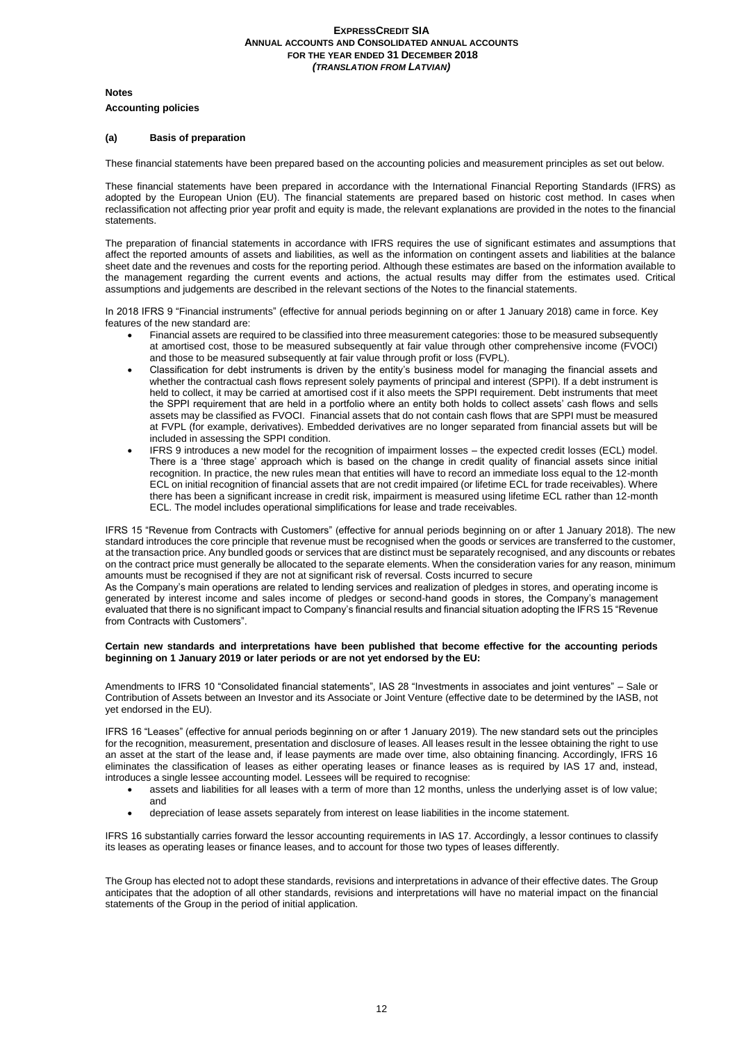**Notes**

**Accounting policies**

**(a) Basis of preparation**

These financial statements have been prepared based on the accounting policies and measurement principles as set out below.

These financial statements have been prepared in accordance with the International Financial Reporting Standards (IFRS) as adopted by the European Union (EU). The financial statements are prepared based on historic cost method. In cases when reclassification not affecting prior year profit and equity is made, the relevant explanations are provided in the notes to the financial statements.

The preparation of financial statements in accordance with IFRS requires the use of significant estimates and assumptions that affect the reported amounts of assets and liabilities, as well as the information on contingent assets and liabilities at the balance sheet date and the revenues and costs for the reporting period. Although these estimates are based on the information available to the management regarding the current events and actions, the actual results may differ from the estimates used. Critical assumptions and judgements are described in the relevant sections of the Notes to the financial statements.

In 2018 IFRS 9 "Financial instruments" (effective for annual periods beginning on or after 1 January 2018) came in force. Key features of the new standard are:

- Financial assets are required to be classified into three measurement categories: those to be measured subsequently at amortised cost, those to be measured subsequently at fair value through other comprehensive income (FVOCI) and those to be measured subsequently at fair value through profit or loss (FVPL).
- Classification for debt instruments is driven by the entity's business model for managing the financial assets and whether the contractual cash flows represent solely payments of principal and interest (SPPI). If a debt instrument is held to collect, it may be carried at amortised cost if it also meets the SPPI requirement. Debt instruments that meet the SPPI requirement that are held in a portfolio where an entity both holds to collect assets' cash flows and sells assets may be classified as FVOCI. Financial assets that do not contain cash flows that are SPPI must be measured at FVPL (for example, derivatives). Embedded derivatives are no longer separated from financial assets but will be included in assessing the SPPI condition.
- IFRS 9 introduces a new model for the recognition of impairment losses – the expected credit losses (ECL) model. There is a 'three stage' approach which is based on the change in credit quality of financial assets since initial recognition. In practice, the new rules mean that entities will have to record an immediate loss equal to the 12-month ECL on initial recognition of financial assets that are not credit impaired (or lifetime ECL for trade receivables). Where there has been a significant increase in credit risk, impairment is measured using lifetime ECL rather than 12-month ECL. The model includes operational simplifications for lease and trade receivables.

IFRS 15 "Revenue from Contracts with Customers" (effective for annual periods beginning on or after 1 January 2018). The new standard introduces the core principle that revenue must be recognised when the goods or services are transferred to the customer, at the transaction price. Any bundled goods or services that are distinct must be separately recognised, and any discounts or rebates on the contract price must generally be allocated to the separate elements. When the consideration varies for any reason, minimum amounts must be recognised if they are not at significant risk of reversal. Costs incurred to secure
As the Company's main operations are related to lending services and realization of pledges in stores, and operating income is generated by interest income and sales income of pledges or second-hand goods in stores, the Company's management evaluated that there is no significant impact to Company's financial results and financial situation adopting the IFRS 15 "Revenue from Contracts with Customers".

**Certain new standards and interpretations have been published that become effective for the accounting periods beginning on 1 January 2019 or later periods or are not yet endorsed by the EU:**

Amendments to IFRS 10 "Consolidated financial statements", IAS 28 "Investments in associates and joint ventures" – Sale or Contribution of Assets between an Investor and its Associate or Joint Venture (effective date to be determined by the IASB, not yet endorsed in the EU).

IFRS 16 "Leases" (effective for annual periods beginning on or after 1 January 2019). The new standard sets out the principles for the recognition, measurement, presentation and disclosure of leases. All leases result in the lessee obtaining the right to use an asset at the start of the lease and, if lease payments are made over time, also obtaining financing. Accordingly, IFRS 16 eliminates the classification of leases as either operating leases or finance leases as is required by IAS 17 and, instead, introduces a single lessee accounting model. Lessees will be required to recognise:

- assets and liabilities for all leases with a term of more than 12 months, unless the underlying asset is of low value; and
- depreciation of lease assets separately from interest on lease liabilities in the income statement.

IFRS 16 substantially carries forward the lessor accounting requirements in IAS 17. Accordingly, a lessor continues to classify its leases as operating leases or finance leases, and to account for those two types of leases differently.

The Group has elected not to adopt these standards, revisions and interpretations in advance of their effective dates. The Group anticipates that the adoption of all other standards, revisions and interpretations will have no material impact on the financial statements of the Group in the period of initial application.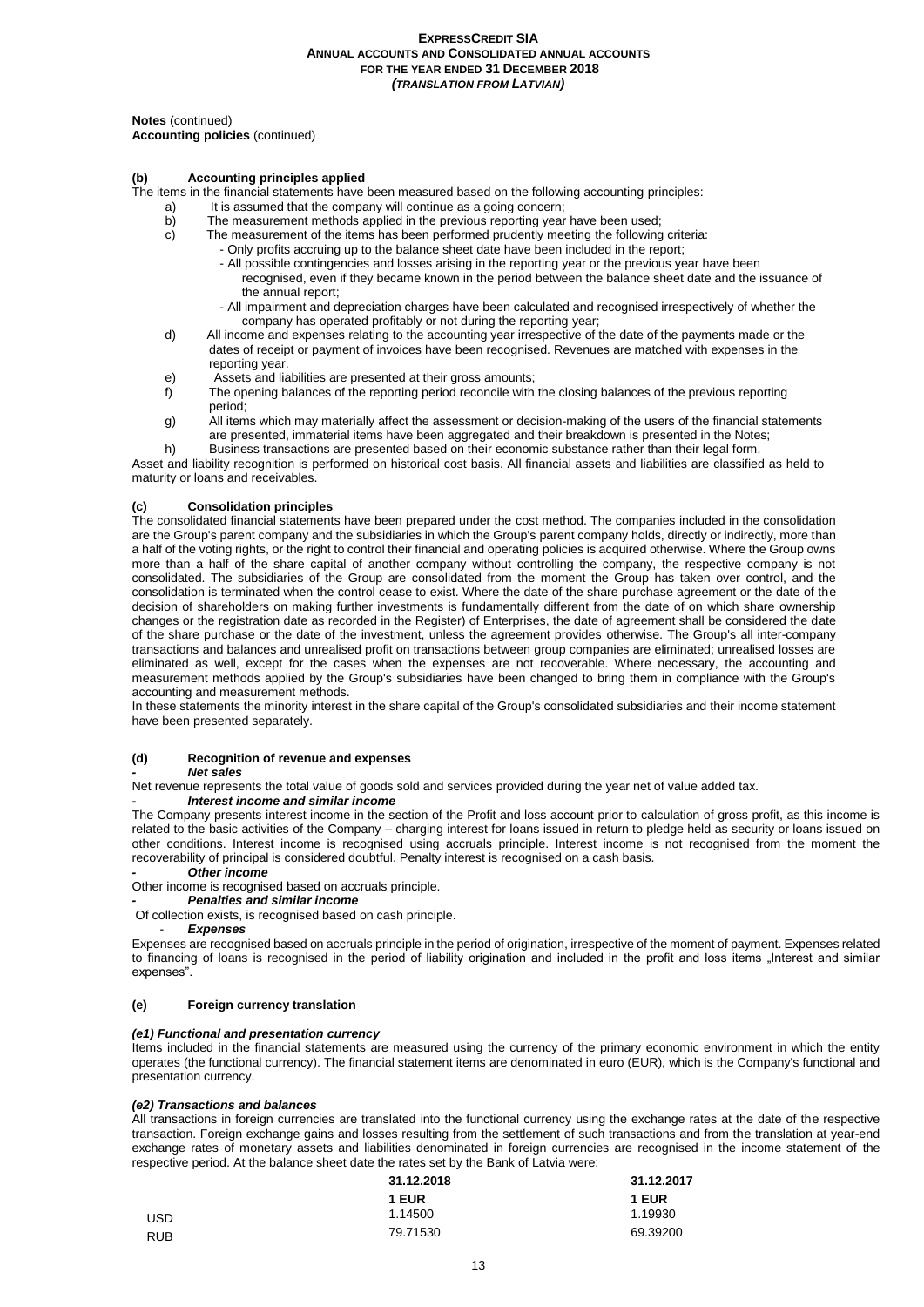**Notes** (continued)
**Accounting policies** (continued)

## (b) Accounting principles applied

The items in the financial statements have been measured based on the following accounting principles:

a) It is assumed that the company will continue as a going concern;
b) The measurement methods applied in the previous reporting year have been used;
c) The measurement of the items has been performed prudently meeting the following criteria:
   - Only profits accruing up to the balance sheet date have been included in the report;
   - All possible contingencies and losses arising in the reporting year or the previous year have been recognised, even if they became known in the period between the balance sheet date and the issuance of the annual report;
   - All impairment and depreciation charges have been calculated and recognised irrespectively of whether the company has operated profitably or not during the reporting year;
d) All income and expenses relating to the accounting year irrespective of the date of the payments made or the dates of receipt or payment of invoices have been recognised. Revenues are matched with expenses in the reporting year.
e) Assets and liabilities are presented at their gross amounts;
f) The opening balances of the reporting period reconcile with the closing balances of the previous reporting period;
g) All items which may materially affect the assessment or decision-making of the users of the financial statements are presented, immaterial items have been aggregated and their breakdown is presented in the Notes;
h) Business transactions are presented based on their economic substance rather than their legal form.

Asset and liability recognition is performed on historical cost basis. All financial assets and liabilities are classified as held to maturity or loans and receivables.

## (c) Consolidation principles

The consolidated financial statements have been prepared under the cost method. The companies included in the consolidation are the Group's parent company and the subsidiaries in which the Group's parent company holds, directly or indirectly, more than a half of the voting rights, or the right to control their financial and operating policies is acquired otherwise. Where the Group owns more than a half of the share capital of another company without controlling the company, the respective company is not consolidated. The subsidiaries of the Group are consolidated from the moment the Group has taken over control, and the consolidation is terminated when the control cease to exist. Where the date of the share purchase agreement or the date of the decision of shareholders on making further investments is fundamentally different from the date of on which share ownership changes or the registration date as recorded in the Register) of Enterprises, the date of agreement shall be considered the date of the share purchase or the date of the investment, unless the agreement provides otherwise. The Group's all inter-company transactions and balances and unrealised profit on transactions between group companies are eliminated; unrealised losses are eliminated as well, except for the cases when the expenses are not recoverable. Where necessary, the accounting and measurement methods applied by the Group's subsidiaries have been changed to bring them in compliance with the Group's accounting and measurement methods.

In these statements the minority interest in the share capital of the Group's consolidated subsidiaries and their income statement have been presented separately.

## (d) Recognition of revenue and expenses

**- *Net sales***

Net revenue represents the total value of goods sold and services provided during the year net of value added tax.

**- *Interest income and similar income***

The Company presents interest income in the section of the Profit and loss account prior to calculation of gross profit, as this income is related to the basic activities of the Company – charging interest for loans issued in return to pledge held as security or loans issued on other conditions. Interest income is recognised using accruals principle. Interest income is not recognised from the moment the recoverability of principal is considered doubtful. Penalty interest is recognised on a cash basis.

**- *Other income***

Other income is recognised based on accruals principle.

**- *Penalties and similar income***

Of collection exists, is recognised based on cash principle.

**- *Expenses***

Expenses are recognised based on accruals principle in the period of origination, irrespective of the moment of payment. Expenses related to financing of loans is recognised in the period of liability origination and included in the profit and loss items „Interest and similar expenses".

## (e) Foreign currency translation

### *(e1) Functional and presentation currency*

Items included in the financial statements are measured using the currency of the primary economic environment in which the entity operates (the functional currency). The financial statement items are denominated in euro (EUR), which is the Company's functional and presentation currency.

### *(e2) Transactions and balances*

All transactions in foreign currencies are translated into the functional currency using the exchange rates at the date of the respective transaction. Foreign exchange gains and losses resulting from the settlement of such transactions and from the translation at year-end exchange rates of monetary assets and liabilities denominated in foreign currencies are recognised in the income statement of the respective period. At the balance sheet date the rates set by the Bank of Latvia were:

| | 31.12.2018 | 31.12.2017 |
|---|---|---|
| | 1 EUR | 1 EUR |
| USD | 1.14500 | 1.19930 |
| RUB | 79.71530 | 69.39200 |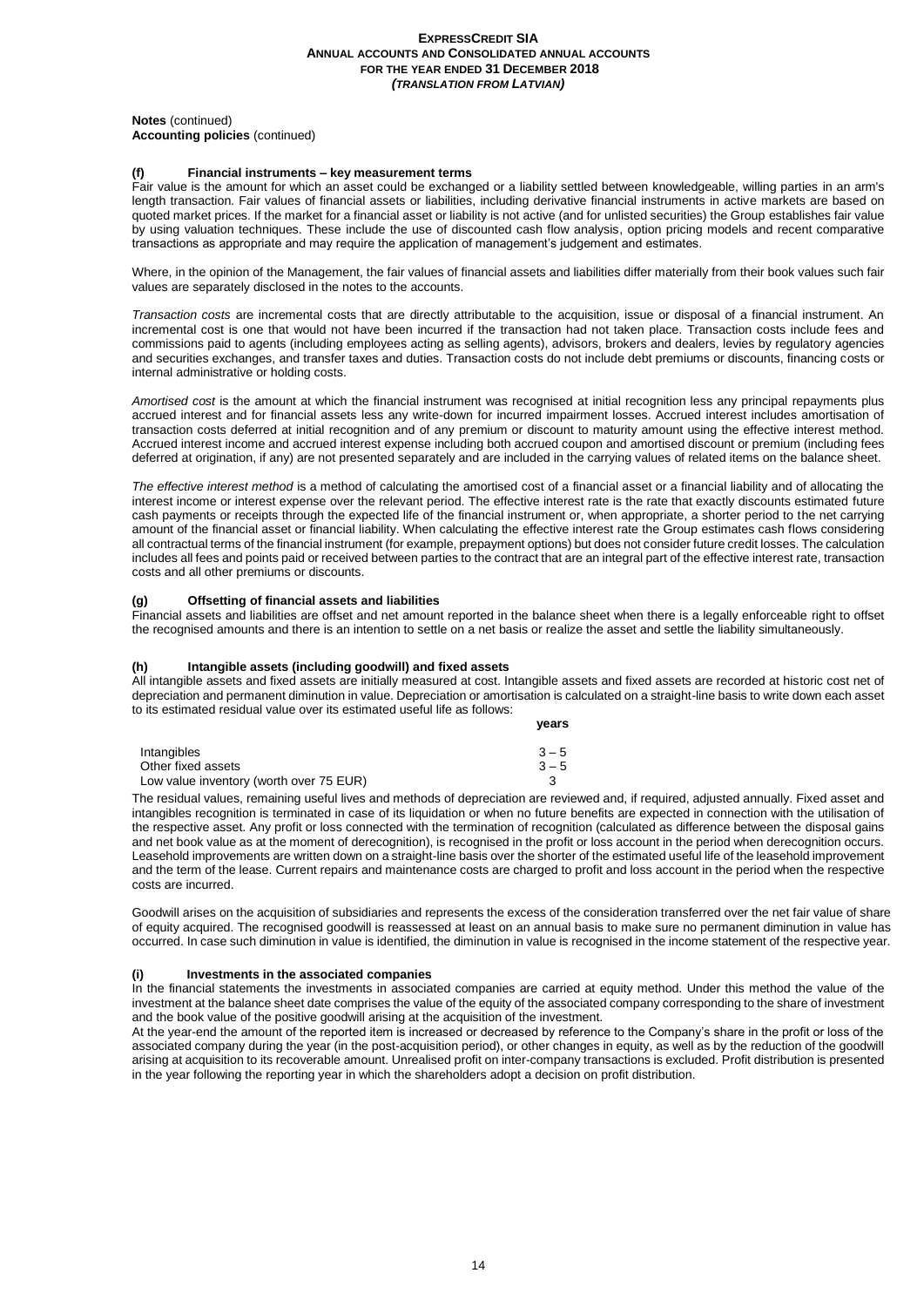**Notes** (continued)
**Accounting policies** (continued)

### (f) Financial instruments – key measurement terms

Fair value is the amount for which an asset could be exchanged or a liability settled between knowledgeable, willing parties in an arm's length transaction. Fair values of financial assets or liabilities, including derivative financial instruments in active markets are based on quoted market prices. If the market for a financial asset or liability is not active (and for unlisted securities) the Group establishes fair value by using valuation techniques. These include the use of discounted cash flow analysis, option pricing models and recent comparative transactions as appropriate and may require the application of management's judgement and estimates.

Where, in the opinion of the Management, the fair values of financial assets and liabilities differ materially from their book values such fair values are separately disclosed in the notes to the accounts.

*Transaction costs* are incremental costs that are directly attributable to the acquisition, issue or disposal of a financial instrument. An incremental cost is one that would not have been incurred if the transaction had not taken place. Transaction costs include fees and commissions paid to agents (including employees acting as selling agents), advisors, brokers and dealers, levies by regulatory agencies and securities exchanges, and transfer taxes and duties. Transaction costs do not include debt premiums or discounts, financing costs or internal administrative or holding costs.

*Amortised cost* is the amount at which the financial instrument was recognised at initial recognition less any principal repayments plus accrued interest and for financial assets less any write-down for incurred impairment losses. Accrued interest includes amortisation of transaction costs deferred at initial recognition and of any premium or discount to maturity amount using the effective interest method. Accrued interest income and accrued interest expense including both accrued coupon and amortised discount or premium (including fees deferred at origination, if any) are not presented separately and are included in the carrying values of related items on the balance sheet.

*The effective interest method* is a method of calculating the amortised cost of a financial asset or a financial liability and of allocating the interest income or interest expense over the relevant period. The effective interest rate is the rate that exactly discounts estimated future cash payments or receipts through the expected life of the financial instrument or, when appropriate, a shorter period to the net carrying amount of the financial asset or financial liability. When calculating the effective interest rate the Group estimates cash flows considering all contractual terms of the financial instrument (for example, prepayment options) but does not consider future credit losses. The calculation includes all fees and points paid or received between parties to the contract that are an integral part of the effective interest rate, transaction costs and all other premiums or discounts.

### (g) Offsetting of financial assets and liabilities

Financial assets and liabilities are offset and net amount reported in the balance sheet when there is a legally enforceable right to offset the recognised amounts and there is an intention to settle on a net basis or realize the asset and settle the liability simultaneously.

### (h) Intangible assets (including goodwill) and fixed assets

All intangible assets and fixed assets are initially measured at cost. Intangible assets and fixed assets are recorded at historic cost net of depreciation and permanent diminution in value. Depreciation or amortisation is calculated on a straight-line basis to write down each asset to its estimated residual value over its estimated useful life as follows:

| | years |
|---|---|
| Intangibles | 3 – 5 |
| Other fixed assets | 3 – 5 |
| Low value inventory (worth over 75 EUR) | 3 |

The residual values, remaining useful lives and methods of depreciation are reviewed and, if required, adjusted annually. Fixed asset and intangibles recognition is terminated in case of its liquidation or when no future benefits are expected in connection with the utilisation of the respective asset. Any profit or loss connected with the termination of recognition (calculated as difference between the disposal gains and net book value as at the moment of derecognition), is recognised in the profit or loss account in the period when derecognition occurs. Leasehold improvements are written down on a straight-line basis over the shorter of the estimated useful life of the leasehold improvement and the term of the lease. Current repairs and maintenance costs are charged to profit and loss account in the period when the respective costs are incurred.

Goodwill arises on the acquisition of subsidiaries and represents the excess of the consideration transferred over the net fair value of share of equity acquired. The recognised goodwill is reassessed at least on an annual basis to make sure no permanent diminution in value has occurred. In case such diminution in value is identified, the diminution in value is recognised in the income statement of the respective year.

### (i) Investments in the associated companies

In the financial statements the investments in associated companies are carried at equity method. Under this method the value of the investment at the balance sheet date comprises the value of the equity of the associated company corresponding to the share of investment and the book value of the positive goodwill arising at the acquisition of the investment.
At the year-end the amount of the reported item is increased or decreased by reference to the Company's share in the profit or loss of the associated company during the year (in the post-acquisition period), or other changes in equity, as well as by the reduction of the goodwill arising at acquisition to its recoverable amount. Unrealised profit on inter-company transactions is excluded. Profit distribution is presented in the year following the reporting year in which the shareholders adopt a decision on profit distribution.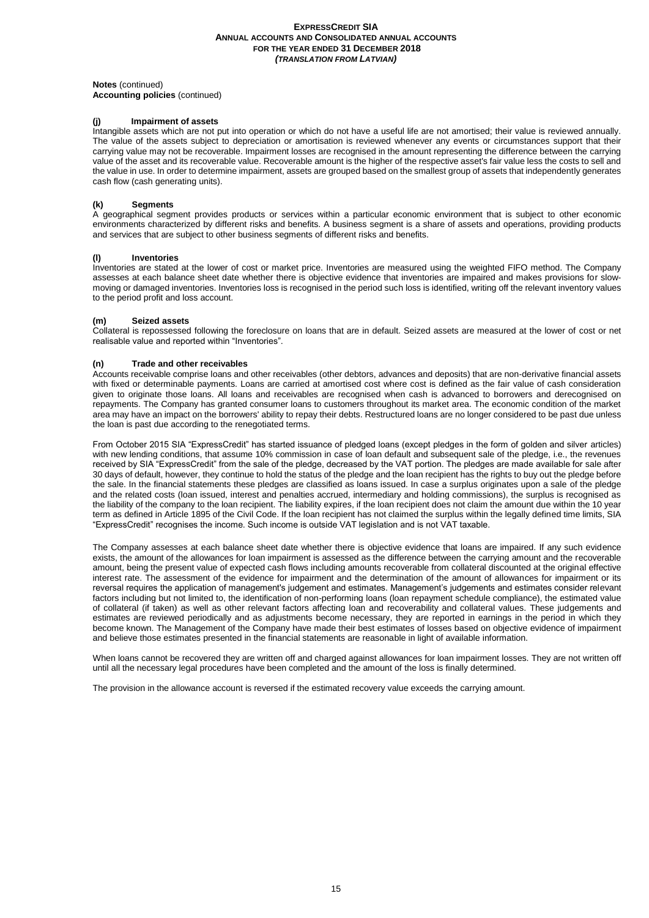**Notes** (continued)
**Accounting policies** (continued)

### (j) Impairment of assets

Intangible assets which are not put into operation or which do not have a useful life are not amortised; their value is reviewed annually. The value of the assets subject to depreciation or amortisation is reviewed whenever any events or circumstances support that their carrying value may not be recoverable. Impairment losses are recognised in the amount representing the difference between the carrying value of the asset and its recoverable value. Recoverable amount is the higher of the respective asset's fair value less the costs to sell and the value in use. In order to determine impairment, assets are grouped based on the smallest group of assets that independently generates cash flow (cash generating units).

### (k) Segments

A geographical segment provides products or services within a particular economic environment that is subject to other economic environments characterized by different risks and benefits. A business segment is a share of assets and operations, providing products and services that are subject to other business segments of different risks and benefits.

### (l) Inventories

Inventories are stated at the lower of cost or market price. Inventories are measured using the weighted FIFO method. The Company assesses at each balance sheet date whether there is objective evidence that inventories are impaired and makes provisions for slow-moving or damaged inventories. Inventories loss is recognised in the period such loss is identified, writing off the relevant inventory values to the period profit and loss account.

### (m) Seized assets

Collateral is repossessed following the foreclosure on loans that are in default. Seized assets are measured at the lower of cost or net realisable value and reported within "Inventories".

### (n) Trade and other receivables

Accounts receivable comprise loans and other receivables (other debtors, advances and deposits) that are non-derivative financial assets with fixed or determinable payments. Loans are carried at amortised cost where cost is defined as the fair value of cash consideration given to originate those loans. All loans and receivables are recognised when cash is advanced to borrowers and derecognised on repayments. The Company has granted consumer loans to customers throughout its market area. The economic condition of the market area may have an impact on the borrowers' ability to repay their debts. Restructured loans are no longer considered to be past due unless the loan is past due according to the renegotiated terms.

From October 2015 SIA "ExpressCredit" has started issuance of pledged loans (except pledges in the form of golden and silver articles) with new lending conditions, that assume 10% commission in case of loan default and subsequent sale of the pledge, i.e., the revenues received by SIA "ExpressCredit" from the sale of the pledge, decreased by the VAT portion. The pledges are made available for sale after 30 days of default, however, they continue to hold the status of the pledge and the loan recipient has the rights to buy out the pledge before the sale. In the financial statements these pledges are classified as loans issued. In case a surplus originates upon a sale of the pledge and the related costs (loan issued, interest and penalties accrued, intermediary and holding commissions), the surplus is recognised as the liability of the company to the loan recipient. The liability expires, if the loan recipient does not claim the amount due within the 10 year term as defined in Article 1895 of the Civil Code. If the loan recipient has not claimed the surplus within the legally defined time limits, SIA "ExpressCredit" recognises the income. Such income is outside VAT legislation and is not VAT taxable.

The Company assesses at each balance sheet date whether there is objective evidence that loans are impaired. If any such evidence exists, the amount of the allowances for loan impairment is assessed as the difference between the carrying amount and the recoverable amount, being the present value of expected cash flows including amounts recoverable from collateral discounted at the original effective interest rate. The assessment of the evidence for impairment and the determination of the amount of allowances for impairment or its reversal requires the application of management's judgement and estimates. Management's judgements and estimates consider relevant factors including but not limited to, the identification of non-performing loans (loan repayment schedule compliance), the estimated value of collateral (if taken) as well as other relevant factors affecting loan and recoverability and collateral values. These judgements and estimates are reviewed periodically and as adjustments become necessary, they are reported in earnings in the period in which they become known. The Management of the Company have made their best estimates of losses based on objective evidence of impairment and believe those estimates presented in the financial statements are reasonable in light of available information.

When loans cannot be recovered they are written off and charged against allowances for loan impairment losses. They are not written off until all the necessary legal procedures have been completed and the amount of the loss is finally determined.

The provision in the allowance account is reversed if the estimated recovery value exceeds the carrying amount.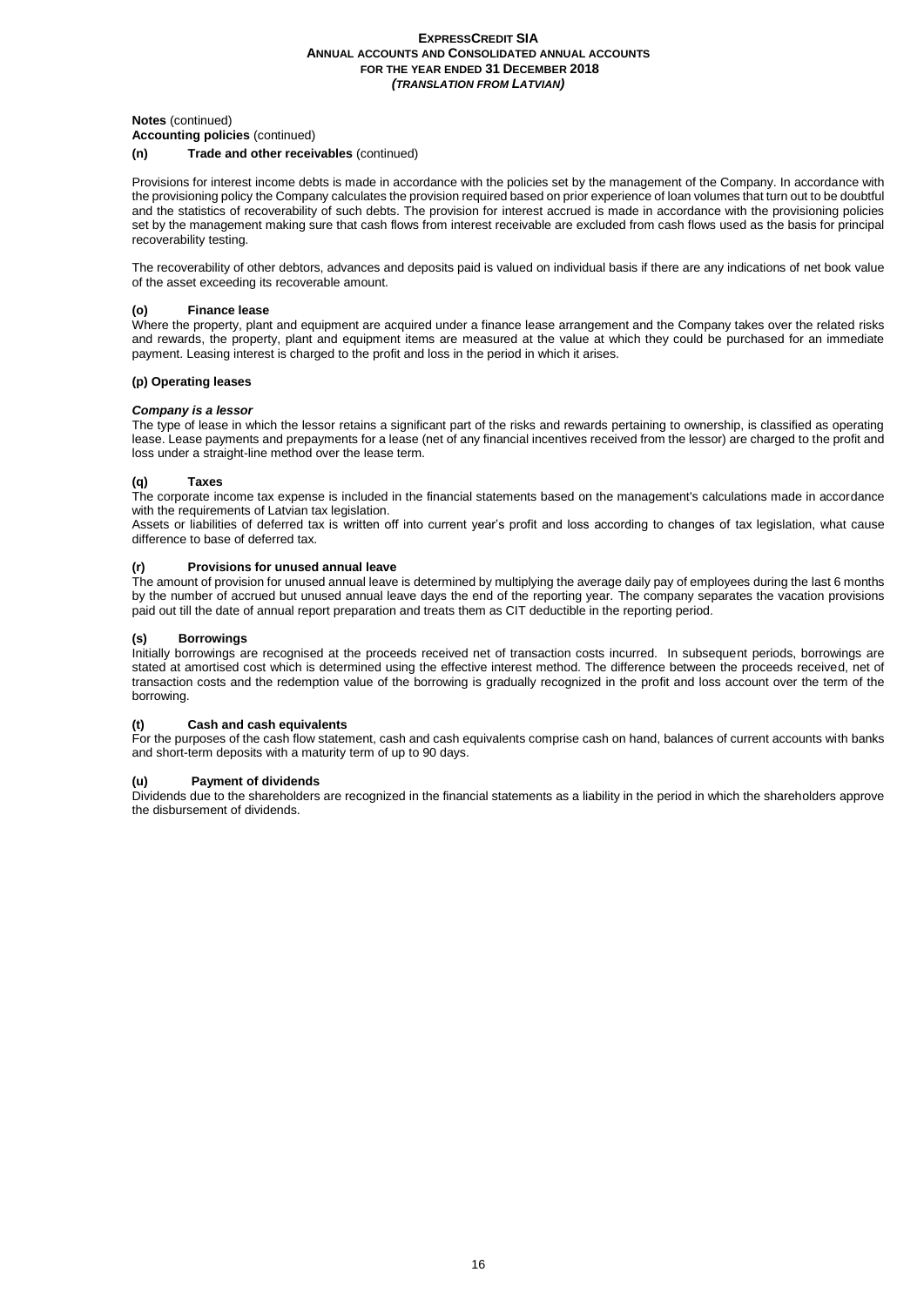**Notes** (continued)
**Accounting policies** (continued)

**(n) Trade and other receivables** (continued)

Provisions for interest income debts is made in accordance with the policies set by the management of the Company. In accordance with the provisioning policy the Company calculates the provision required based on prior experience of loan volumes that turn out to be doubtful and the statistics of recoverability of such debts. The provision for interest accrued is made in accordance with the provisioning policies set by the management making sure that cash flows from interest receivable are excluded from cash flows used as the basis for principal recoverability testing.

The recoverability of other debtors, advances and deposits paid is valued on individual basis if there are any indications of net book value of the asset exceeding its recoverable amount.

**(o) Finance lease**

Where the property, plant and equipment are acquired under a finance lease arrangement and the Company takes over the related risks and rewards, the property, plant and equipment items are measured at the value at which they could be purchased for an immediate payment. Leasing interest is charged to the profit and loss in the period in which it arises.

**(p) Operating leases**

***Company is a lessor***

The type of lease in which the lessor retains a significant part of the risks and rewards pertaining to ownership, is classified as operating lease. Lease payments and prepayments for a lease (net of any financial incentives received from the lessor) are charged to the profit and loss under a straight-line method over the lease term.

**(q) Taxes**

The corporate income tax expense is included in the financial statements based on the management's calculations made in accordance with the requirements of Latvian tax legislation.

Assets or liabilities of deferred tax is written off into current year's profit and loss according to changes of tax legislation, what cause difference to base of deferred tax.

**(r) Provisions for unused annual leave**

The amount of provision for unused annual leave is determined by multiplying the average daily pay of employees during the last 6 months by the number of accrued but unused annual leave days the end of the reporting year. The company separates the vacation provisions paid out till the date of annual report preparation and treats them as CIT deductible in the reporting period.

**(s) Borrowings**

Initially borrowings are recognised at the proceeds received net of transaction costs incurred. In subsequent periods, borrowings are stated at amortised cost which is determined using the effective interest method. The difference between the proceeds received, net of transaction costs and the redemption value of the borrowing is gradually recognized in the profit and loss account over the term of the borrowing.

**(t) Cash and cash equivalents**

For the purposes of the cash flow statement, cash and cash equivalents comprise cash on hand, balances of current accounts with banks and short-term deposits with a maturity term of up to 90 days.

**(u) Payment of dividends**

Dividends due to the shareholders are recognized in the financial statements as a liability in the period in which the shareholders approve the disbursement of dividends.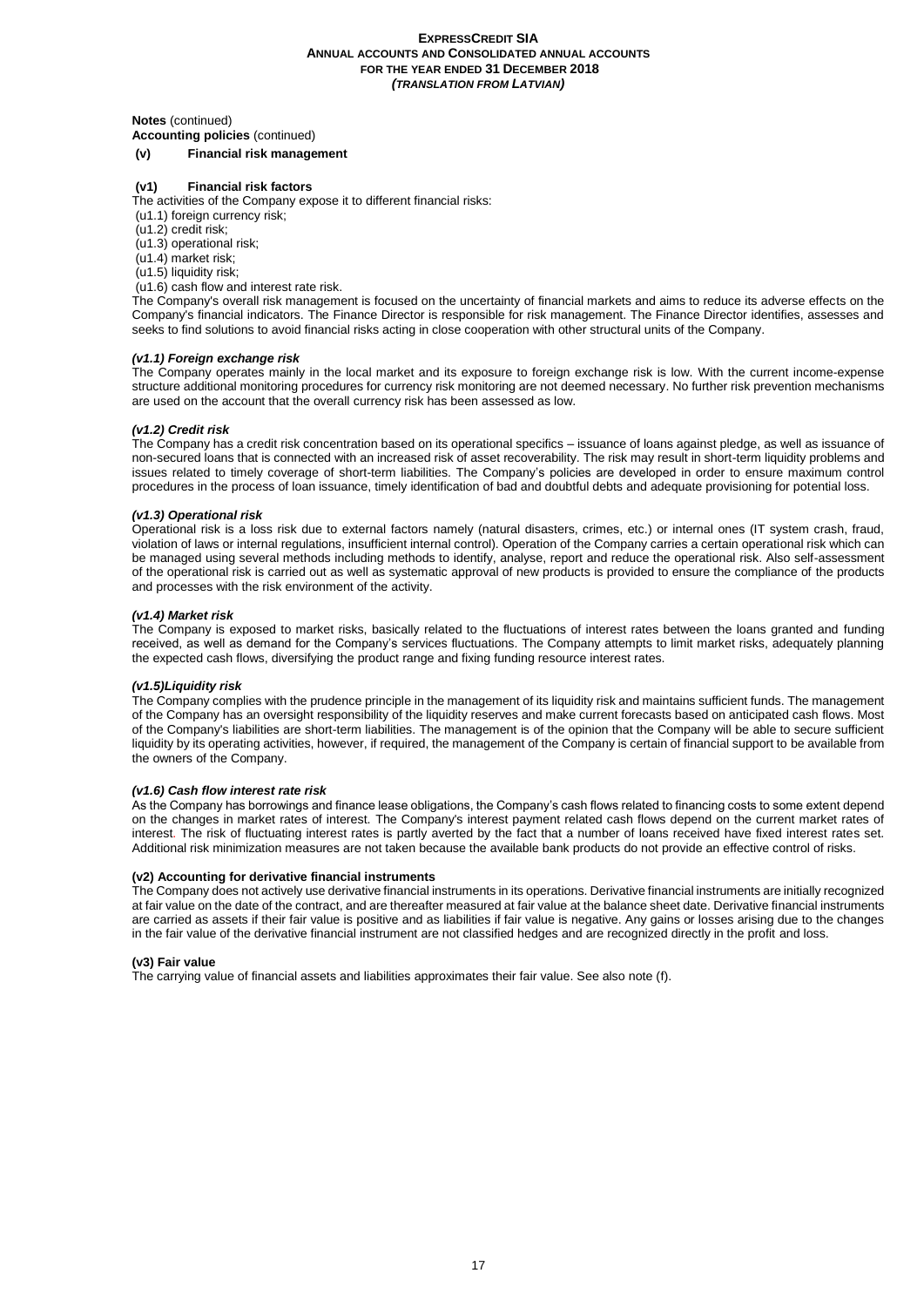**Notes** (continued)
**Accounting policies** (continued)

**(v) Financial risk management**

**(v1) Financial risk factors**

The activities of the Company expose it to different financial risks:
(u1.1) foreign currency risk;
(u1.2) credit risk;
(u1.3) operational risk;
(u1.4) market risk;
(u1.5) liquidity risk;
(u1.6) cash flow and interest rate risk.

The Company's overall risk management is focused on the uncertainty of financial markets and aims to reduce its adverse effects on the Company's financial indicators. The Finance Director is responsible for risk management. The Finance Director identifies, assesses and seeks to find solutions to avoid financial risks acting in close cooperation with other structural units of the Company.

***(v1.1) Foreign exchange risk***

The Company operates mainly in the local market and its exposure to foreign exchange risk is low. With the current income-expense structure additional monitoring procedures for currency risk monitoring are not deemed necessary. No further risk prevention mechanisms are used on the account that the overall currency risk has been assessed as low.

***(v1.2) Credit risk***

The Company has a credit risk concentration based on its operational specifics – issuance of loans against pledge, as well as issuance of non-secured loans that is connected with an increased risk of asset recoverability. The risk may result in short-term liquidity problems and issues related to timely coverage of short-term liabilities. The Company's policies are developed in order to ensure maximum control procedures in the process of loan issuance, timely identification of bad and doubtful debts and adequate provisioning for potential loss.

***(v1.3) Operational risk***

Operational risk is a loss risk due to external factors namely (natural disasters, crimes, etc.) or internal ones (IT system crash, fraud, violation of laws or internal regulations, insufficient internal control). Operation of the Company carries a certain operational risk which can be managed using several methods including methods to identify, analyse, report and reduce the operational risk. Also self-assessment of the operational risk is carried out as well as systematic approval of new products is provided to ensure the compliance of the products and processes with the risk environment of the activity.

***(v1.4) Market risk***

The Company is exposed to market risks, basically related to the fluctuations of interest rates between the loans granted and funding received, as well as demand for the Company's services fluctuations. The Company attempts to limit market risks, adequately planning the expected cash flows, diversifying the product range and fixing funding resource interest rates.

***(v1.5)Liquidity risk***

The Company complies with the prudence principle in the management of its liquidity risk and maintains sufficient funds. The management of the Company has an oversight responsibility of the liquidity reserves and make current forecasts based on anticipated cash flows. Most of the Company's liabilities are short-term liabilities. The management is of the opinion that the Company will be able to secure sufficient liquidity by its operating activities, however, if required, the management of the Company is certain of financial support to be available from the owners of the Company.

***(v1.6) Cash flow interest rate risk***

As the Company has borrowings and finance lease obligations, the Company's cash flows related to financing costs to some extent depend on the changes in market rates of interest. The Company's interest payment related cash flows depend on the current market rates of interest. The risk of fluctuating interest rates is partly averted by the fact that a number of loans received have fixed interest rates set. Additional risk minimization measures are not taken because the available bank products do not provide an effective control of risks.

**(v2) Accounting for derivative financial instruments**

The Company does not actively use derivative financial instruments in its operations. Derivative financial instruments are initially recognized at fair value on the date of the contract, and are thereafter measured at fair value at the balance sheet date. Derivative financial instruments are carried as assets if their fair value is positive and as liabilities if fair value is negative. Any gains or losses arising due to the changes in the fair value of the derivative financial instrument are not classified hedges and are recognized directly in the profit and loss.

**(v3) Fair value**

The carrying value of financial assets and liabilities approximates their fair value. See also note (f).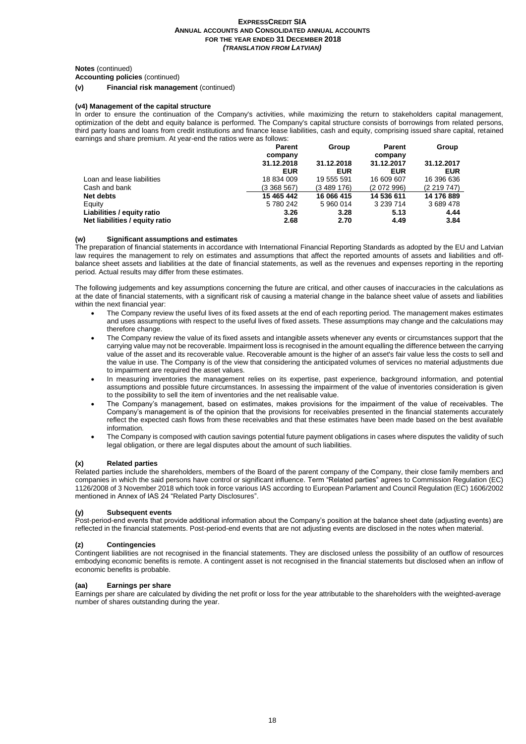**Notes** (continued)
**Accounting policies** (continued)
**(v) Financial risk management** (continued)

#### (v4) Management of the capital structure

In order to ensure the continuation of the Company's activities, while maximizing the return to stakeholders capital management, optimization of the debt and equity balance is performed. The Company's capital structure consists of borrowings from related persons, third party loans and loans from credit institutions and finance lease liabilities, cash and equity, comprising issued share capital, retained earnings and share premium. At year-end the ratios were as follows:

| | Parent company 31.12.2018 EUR | Group 31.12.2018 EUR | Parent company 31.12.2017 EUR | Group 31.12.2017 EUR |
|---|---|---|---|---|
| Loan and lease liabilities | 18 834 009 | 19 555 591 | 16 609 607 | 16 396 636 |
| Cash and bank | (3 368 567) | (3 489 176) | (2 072 996) | (2 219 747) |
| **Net debts** | **15 465 442** | **16 066 415** | **14 536 611** | **14 176 889** |
| Equity | 5 780 242 | 5 960 014 | 3 239 714 | 3 689 478 |
| **Liabilities / equity ratio** | **3.26** | **3.28** | **5.13** | **4.44** |
| **Net liabilities / equity ratio** | **2.68** | **2.70** | **4.49** | **3.84** |

### (w) Significant assumptions and estimates

The preparation of financial statements in accordance with International Financial Reporting Standards as adopted by the EU and Latvian law requires the management to rely on estimates and assumptions that affect the reported amounts of assets and liabilities and off-balance sheet assets and liabilities at the date of financial statements, as well as the revenues and expenses reporting in the reporting period. Actual results may differ from these estimates.

The following judgements and key assumptions concerning the future are critical, and other causes of inaccuracies in the calculations as at the date of financial statements, with a significant risk of causing a material change in the balance sheet value of assets and liabilities within the next financial year:

- The Company review the useful lives of its fixed assets at the end of each reporting period. The management makes estimates and uses assumptions with respect to the useful lives of fixed assets. These assumptions may change and the calculations may therefore change.
- The Company review the value of its fixed assets and intangible assets whenever any events or circumstances support that the carrying value may not be recoverable. Impairment loss is recognised in the amount equalling the difference between the carrying value of the asset and its recoverable value. Recoverable amount is the higher of an asset's fair value less the costs to sell and the value in use. The Company is of the view that considering the anticipated volumes of services no material adjustments due to impairment are required the asset values.
- In measuring inventories the management relies on its expertise, past experience, background information, and potential assumptions and possible future circumstances. In assessing the impairment of the value of inventories consideration is given to the possibility to sell the item of inventories and the net realisable value.
- The Company's management, based on estimates, makes provisions for the impairment of the value of receivables. The Company's management is of the opinion that the provisions for receivables presented in the financial statements accurately reflect the expected cash flows from these receivables and that these estimates have been made based on the best available information.
- The Company is composed with caution savings potential future payment obligations in cases where disputes the validity of such legal obligation, or there are legal disputes about the amount of such liabilities.

### (x) Related parties

Related parties include the shareholders, members of the Board of the parent company of the Company, their close family members and companies in which the said persons have control or significant influence. Term "Related parties" agrees to Commission Regulation (EC) 1126/2008 of 3 November 2018 which took in force various IAS according to European Parlament and Council Regulation (EC) 1606/2002 mentioned in Annex of IAS 24 "Related Party Disclosures".

### (y) Subsequent events

Post-period-end events that provide additional information about the Company's position at the balance sheet date (adjusting events) are reflected in the financial statements. Post-period-end events that are not adjusting events are disclosed in the notes when material.

### (z) Contingencies

Contingent liabilities are not recognised in the financial statements. They are disclosed unless the possibility of an outflow of resources embodying economic benefits is remote. A contingent asset is not recognised in the financial statements but disclosed when an inflow of economic benefits is probable.

### (aa) Earnings per share

Earnings per share are calculated by dividing the net profit or loss for the year attributable to the shareholders with the weighted-average number of shares outstanding during the year.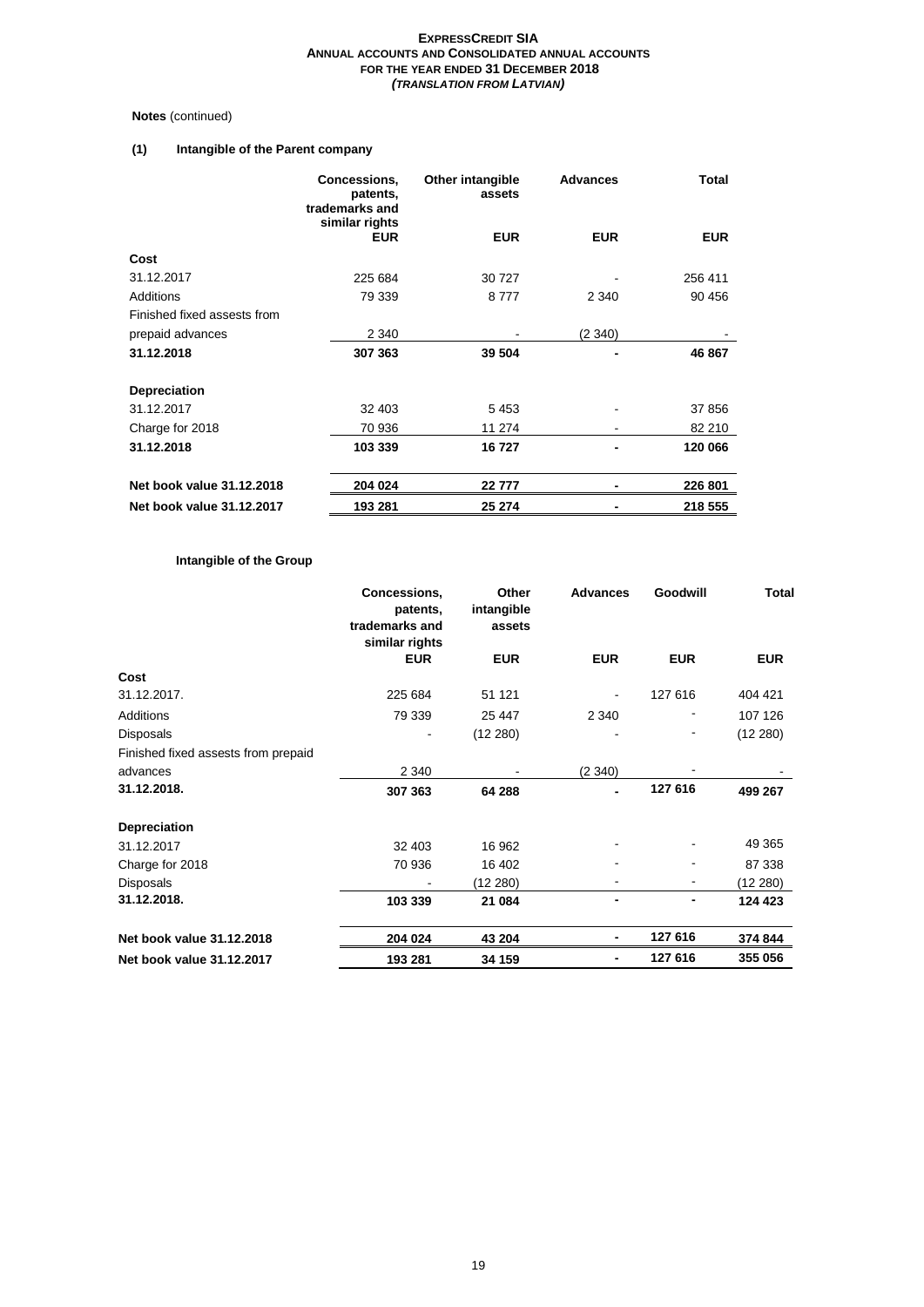**Notes** (continued)

### (1) Intangible of the Parent company

| | Concessions, patents, trademarks and similar rights | Other intangible assets | Advances | Total |
|---|---|---|---|---|
| | EUR | EUR | EUR | EUR |
| **Cost** | | | | |
| 31.12.2017 | 225 684 | 30 727 | - | 256 411 |
| Additions | 79 339 | 8 777 | 2 340 | 90 456 |
| Finished fixed assests from prepaid advances | 2 340 | - | (2 340) | - |
| **31.12.2018** | **307 363** | **39 504** | **-** | **46 867** |
| **Depreciation** | | | | |
| 31.12.2017 | 32 403 | 5 453 | - | 37 856 |
| Charge for 2018 | 70 936 | 11 274 | - | 82 210 |
| **31.12.2018** | **103 339** | **16 727** | **-** | **120 066** |
| **Net book value 31.12.2018** | **204 024** | **22 777** | **-** | **226 801** |
| **Net book value 31.12.2017** | **193 281** | **25 274** | **-** | **218 555** |

### Intangible of the Group

| | Concessions, patents, trademarks and similar rights | Other intangible assets | Advances | Goodwill | Total |
|---|---|---|---|---|---|
| | EUR | EUR | EUR | EUR | EUR |
| **Cost** | | | | | |
| 31.12.2017. | 225 684 | 51 121 | - | 127 616 | 404 421 |
| Additions | 79 339 | 25 447 | 2 340 | - | 107 126 |
| Disposals | - | (12 280) | - | - | (12 280) |
| Finished fixed assests from prepaid advances | 2 340 | - | (2 340) | - | - |
| **31.12.2018.** | **307 363** | **64 288** | **-** | **127 616** | **499 267** |
| **Depreciation** | | | | | |
| 31.12.2017 | 32 403 | 16 962 | - | - | 49 365 |
| Charge for 2018 | 70 936 | 16 402 | - | - | 87 338 |
| Disposals | - | (12 280) | - | - | (12 280) |
| **31.12.2018.** | **103 339** | **21 084** | **-** | **-** | **124 423** |
| **Net book value 31.12.2018** | **204 024** | **43 204** | **-** | **127 616** | **374 844** |
| **Net book value 31.12.2017** | **193 281** | **34 159** | **-** | **127 616** | **355 056** |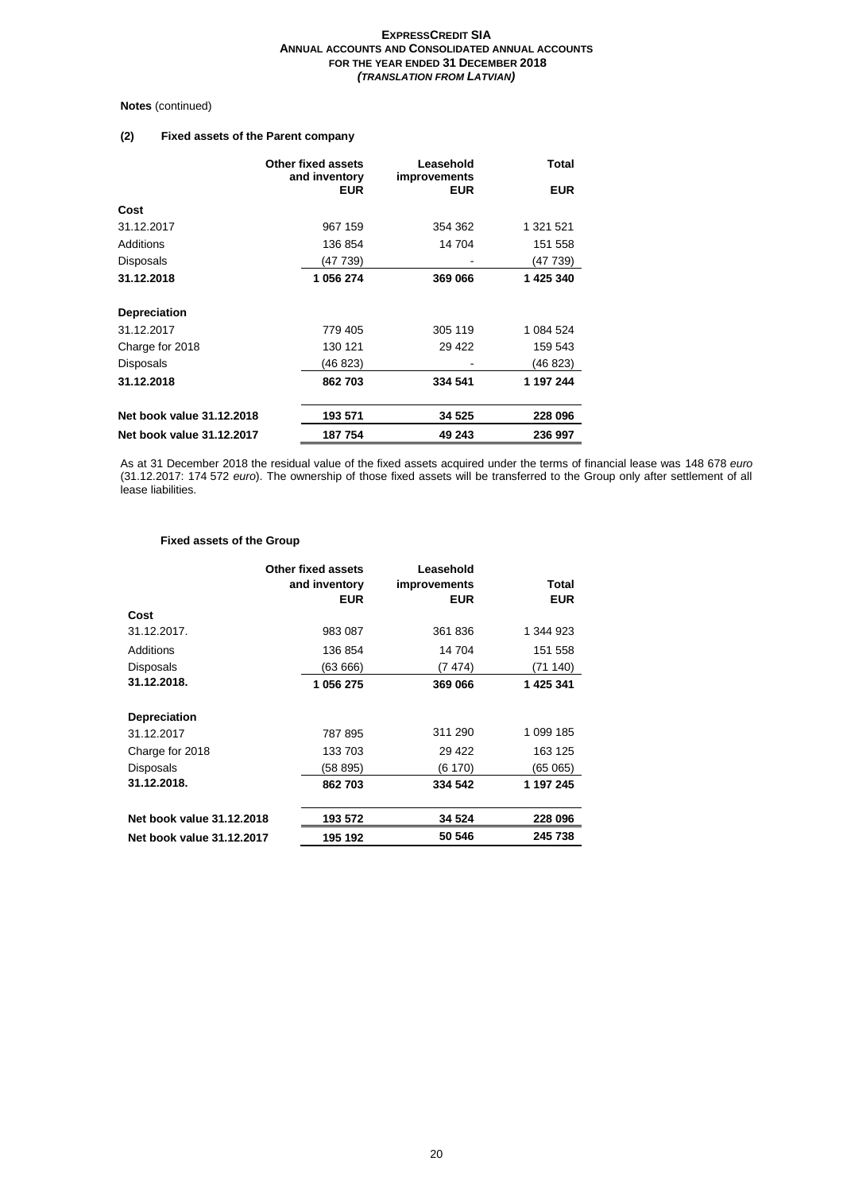**Notes** (continued)

### (2) Fixed assets of the Parent company

| | Other fixed assets and inventory | Leasehold improvements | Total |
|---|---|---|---|
| | EUR | EUR | EUR |
| **Cost** | | | |
| 31.12.2017 | 967 159 | 354 362 | 1 321 521 |
| Additions | 136 854 | 14 704 | 151 558 |
| Disposals | (47 739) | - | (47 739) |
| **31.12.2018** | **1 056 274** | **369 066** | **1 425 340** |
| **Depreciation** | | | |
| 31.12.2017 | 779 405 | 305 119 | 1 084 524 |
| Charge for 2018 | 130 121 | 29 422 | 159 543 |
| Disposals | (46 823) | - | (46 823) |
| **31.12.2018** | **862 703** | **334 541** | **1 197 244** |
| **Net book value 31.12.2018** | **193 571** | **34 525** | **228 096** |
| **Net book value 31.12.2017** | **187 754** | **49 243** | **236 997** |

As at 31 December 2018 the residual value of the fixed assets acquired under the terms of financial lease was 148 678 *euro* (31.12.2017: 174 572 *euro*). The ownership of those fixed assets will be transferred to the Group only after settlement of all lease liabilities.

### Fixed assets of the Group

| | Other fixed assets and inventory | Leasehold improvements | Total |
|---|---|---|---|
| | EUR | EUR | EUR |
| **Cost** | | | |
| 31.12.2017. | 983 087 | 361 836 | 1 344 923 |
| Additions | 136 854 | 14 704 | 151 558 |
| Disposals | (63 666) | (7 474) | (71 140) |
| **31.12.2018.** | **1 056 275** | **369 066** | **1 425 341** |
| **Depreciation** | | | |
| 31.12.2017 | 787 895 | 311 290 | 1 099 185 |
| Charge for 2018 | 133 703 | 29 422 | 163 125 |
| Disposals | (58 895) | (6 170) | (65 065) |
| **31.12.2018.** | **862 703** | **334 542** | **1 197 245** |
| **Net book value 31.12.2018** | **193 572** | **34 524** | **228 096** |
| **Net book value 31.12.2017** | **195 192** | **50 546** | **245 738** |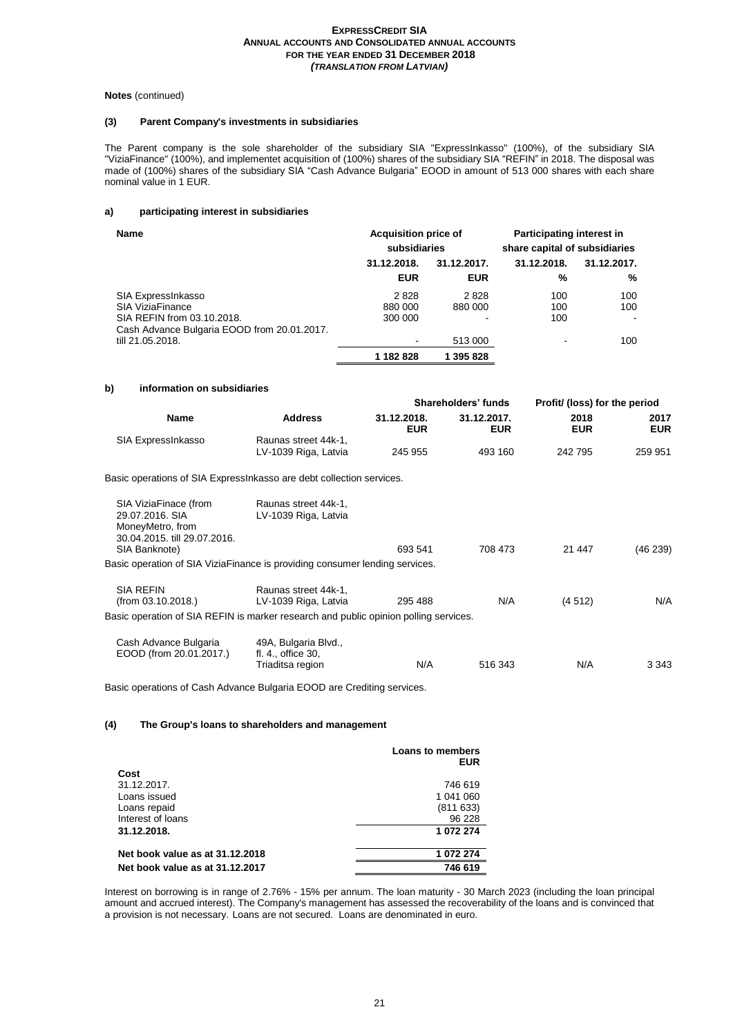**Notes** (continued)

### (3) Parent Company's investments in subsidiaries

The Parent company is the sole shareholder of the subsidiary SIA "ExpressInkasso" (100%), of the subsidiary SIA "ViziaFinance" (100%), and implementet acquisition of (100%) shares of the subsidiary SIA "REFIN" in 2018. The disposal was made of (100%) shares of the subsidiary SIA "Cash Advance Bulgaria" EOOD in amount of 513 000 shares with each share nominal value in 1 EUR.

#### a) participating interest in subsidiaries

| Name | Acquisition price of subsidiaries | | Participating interest in share capital of subsidiaries | |
|---|---|---|---|---|
| | 31.12.2018. | 31.12.2017. | 31.12.2018. | 31.12.2017. |
| | EUR | EUR | % | % |
| SIA ExpressInkasso | 2 828 | 2 828 | 100 | 100 |
| SIA ViziaFinance | 880 000 | 880 000 | 100 | 100 |
| SIA REFIN from 03.10.2018. | 300 000 | - | 100 | - |
| Cash Advance Bulgaria EOOD from 20.01.2017. till 21.05.2018. | - | 513 000 | - | 100 |
| | **1 182 828** | **1 395 828** | | |

#### b) information on subsidiaries

| Name | Address | Shareholders' funds 31.12.2018. EUR | Shareholders' funds 31.12.2017. EUR | Profit/ (loss) for the period 2018 EUR | Profit/ (loss) for the period 2017 EUR |
|---|---|---|---|---|---|
| SIA ExpressInkasso | Raunas street 44k-1, LV-1039 Riga, Latvia | 245 955 | 493 160 | 242 795 | 259 951 |

Basic operations of SIA ExpressInkasso are debt collection services.

| Name | Address | Shareholders' funds 31.12.2018. EUR | Shareholders' funds 31.12.2017. EUR | Profit/ (loss) for the period 2018 EUR | Profit/ (loss) for the period 2017 EUR |
|---|---|---|---|---|---|
| SIA ViziaFinace (from 29.07.2016. SIA MoneyMetro, from 30.04.2015. till 29.07.2016. SIA Banknote) | Raunas street 44k-1, LV-1039 Riga, Latvia | 693 541 | 708 473 | 21 447 | (46 239) |

Basic operation of SIA ViziaFinance is providing consumer lending services.

| Name | Address | Shareholders' funds 31.12.2018. EUR | Shareholders' funds 31.12.2017. EUR | Profit/ (loss) for the period 2018 EUR | Profit/ (loss) for the period 2017 EUR |
|---|---|---|---|---|---|
| SIA REFIN (from 03.10.2018.) | Raunas street 44k-1, LV-1039 Riga, Latvia | 295 488 | N/A | (4 512) | N/A |

Basic operation of SIA REFIN is marker research and public opinion polling services.

| Name | Address | Shareholders' funds 31.12.2018. EUR | Shareholders' funds 31.12.2017. EUR | Profit/ (loss) for the period 2018 EUR | Profit/ (loss) for the period 2017 EUR |
|---|---|---|---|---|---|
| Cash Advance Bulgaria EOOD (from 20.01.2017.) | 49A, Bulgaria Blvd., fl. 4., office 30, Triaditsa region | N/A | 516 343 | N/A | 3 343 |

Basic operations of Cash Advance Bulgaria EOOD are Crediting services.

### (4) The Group's loans to shareholders and management

| | Loans to members EUR |
|---|---|
| **Cost** | |
| 31.12.2017. | 746 619 |
| Loans issued | 1 041 060 |
| Loans repaid | (811 633) |
| Interest of loans | 96 228 |
| **31.12.2018.** | **1 072 274** |
| | |
| **Net book value as at 31.12.2018** | **1 072 274** |
| **Net book value as at 31.12.2017** | **746 619** |

Interest on borrowing is in range of 2.76% - 15% per annum. The loan maturity - 30 March 2023 (including the loan principal amount and accrued interest). The Company's management has assessed the recoverability of the loans and is convinced that a provision is not necessary. Loans are not secured. Loans are denominated in euro.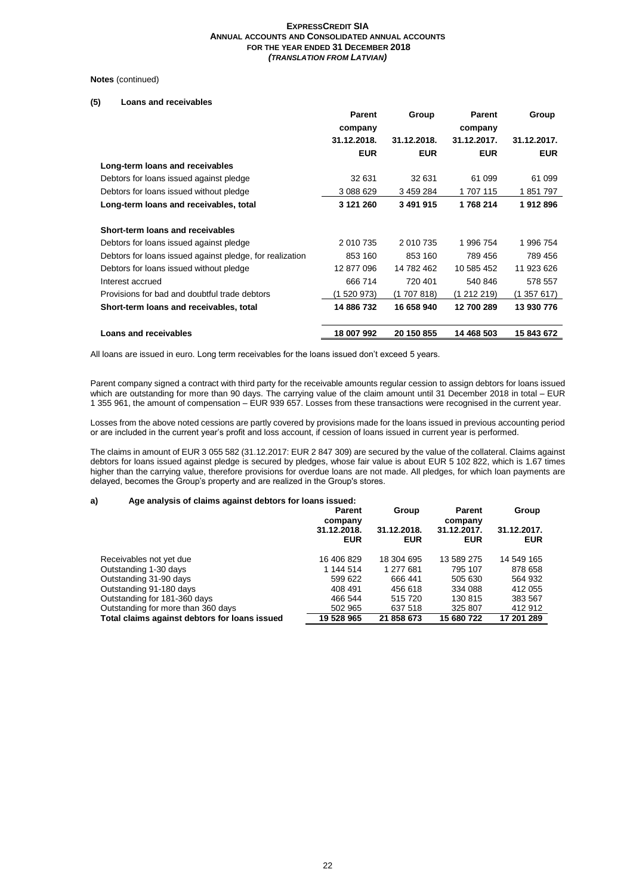**Notes** (continued)

## (5) Loans and receivables

| | Parent company 31.12.2018. EUR | Group 31.12.2018. EUR | Parent company 31.12.2017. EUR | Group 31.12.2017. EUR |
|---|---|---|---|---|
| **Long-term loans and receivables** | | | | |
| Debtors for loans issued against pledge | 32 631 | 32 631 | 61 099 | 61 099 |
| Debtors for loans issued without pledge | 3 088 629 | 3 459 284 | 1 707 115 | 1 851 797 |
| **Long-term loans and receivables, total** | **3 121 260** | **3 491 915** | **1 768 214** | **1 912 896** |
| **Short-term loans and receivables** | | | | |
| Debtors for loans issued against pledge | 2 010 735 | 2 010 735 | 1 996 754 | 1 996 754 |
| Debtors for loans issued against pledge, for realization | 853 160 | 853 160 | 789 456 | 789 456 |
| Debtors for loans issued without pledge | 12 877 096 | 14 782 462 | 10 585 452 | 11 923 626 |
| Interest accrued | 666 714 | 720 401 | 540 846 | 578 557 |
| Provisions for bad and doubtful trade debtors | (1 520 973) | (1 707 818) | (1 212 219) | (1 357 617) |
| **Short-term loans and receivables, total** | **14 886 732** | **16 658 940** | **12 700 289** | **13 930 776** |
| **Loans and receivables** | **18 007 992** | **20 150 855** | **14 468 503** | **15 843 672** |

All loans are issued in euro. Long term receivables for the loans issued don't exceed 5 years.

Parent company signed a contract with third party for the receivable amounts regular cession to assign debtors for loans issued which are outstanding for more than 90 days. The carrying value of the claim amount until 31 December 2018 in total – EUR 1 355 961, the amount of compensation – EUR 939 657. Losses from these transactions were recognised in the current year.

Losses from the above noted cessions are partly covered by provisions made for the loans issued in previous accounting period or are included in the current year's profit and loss account, if cession of loans issued in current year is performed.

The claims in amount of EUR 3 055 582 (31.12.2017: EUR 2 847 309) are secured by the value of the collateral. Claims against debtors for loans issued against pledge is secured by pledges, whose fair value is about EUR 5 102 822, which is 1.67 times higher than the carrying value, therefore provisions for overdue loans are not made. All pledges, for which loan payments are delayed, becomes the Group's property and are realized in the Group's stores.

### a) Age analysis of claims against debtors for loans issued:

| | Parent company 31.12.2018. EUR | Group 31.12.2018. EUR | Parent company 31.12.2017. EUR | Group 31.12.2017. EUR |
|---|---|---|---|---|
| Receivables not yet due | 16 406 829 | 18 304 695 | 13 589 275 | 14 549 165 |
| Outstanding 1-30 days | 1 144 514 | 1 277 681 | 795 107 | 878 658 |
| Outstanding 31-90 days | 599 622 | 666 441 | 505 630 | 564 932 |
| Outstanding 91-180 days | 408 491 | 456 618 | 334 088 | 412 055 |
| Outstanding for 181-360 days | 466 544 | 515 720 | 130 815 | 383 567 |
| Outstanding for more than 360 days | 502 965 | 637 518 | 325 807 | 412 912 |
| **Total claims against debtors for loans issued** | **19 528 965** | **21 858 673** | **15 680 722** | **17 201 289** |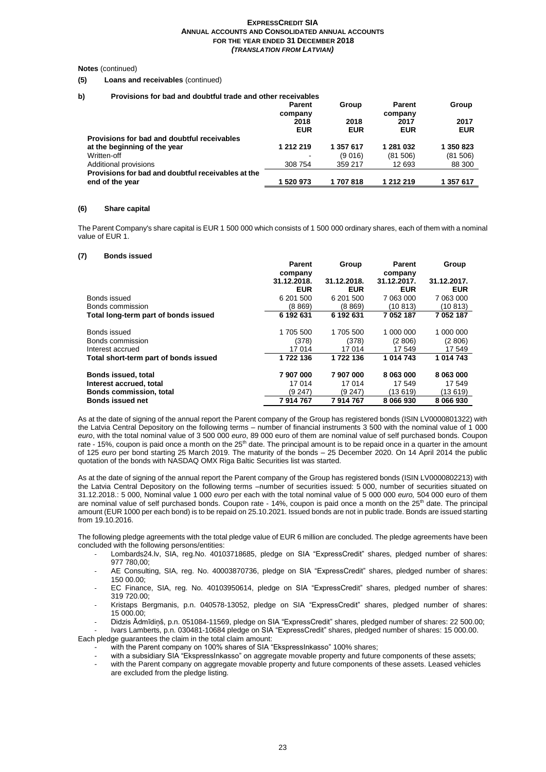**Notes** (continued)

**(5) Loans and receivables** (continued)

**b) Provisions for bad and doubtful trade and other receivables**

| | Parent company 2018 EUR | Group 2018 EUR | Parent company 2017 EUR | Group 2017 EUR |
|---|---|---|---|---|
| **Provisions for bad and doubtful receivables at the beginning of the year** | **1 212 219** | **1 357 617** | **1 281 032** | **1 350 823** |
| Written-off | - | (9 016) | (81 506) | (81 506) |
| Additional provisions | 308 754 | 359 217 | 12 693 | 88 300 |
| **Provisions for bad and doubtful receivables at the end of the year** | **1 520 973** | **1 707 818** | **1 212 219** | **1 357 617** |

**(6) Share capital**

The Parent Company's share capital is EUR 1 500 000 which consists of 1 500 000 ordinary shares, each of them with a nominal value of EUR 1.

**(7) Bonds issued**

| | Parent company 31.12.2018. EUR | Group 31.12.2018. EUR | Parent company 31.12.2017. EUR | Group 31.12.2017. EUR |
|---|---|---|---|---|
| Bonds issued | 6 201 500 | 6 201 500 | 7 063 000 | 7 063 000 |
| Bonds commission | (8 869) | (8 869) | (10 813) | (10 813) |
| **Total long-term part of bonds issued** | **6 192 631** | **6 192 631** | **7 052 187** | **7 052 187** |
| Bonds issued | 1 705 500 | 1 705 500 | 1 000 000 | 1 000 000 |
| Bonds commission | (378) | (378) | (2 806) | (2 806) |
| Interest accrued | 17 014 | 17 014 | 17 549 | 17 549 |
| **Total short-term part of bonds issued** | **1 722 136** | **1 722 136** | **1 014 743** | **1 014 743** |
| **Bonds issued, total** | **7 907 000** | **7 907 000** | **8 063 000** | **8 063 000** |
| **Interest accrued, total** | 17 014 | 17 014 | 17 549 | 17 549 |
| **Bonds commission, total** | (9 247) | (9 247) | (13 619) | (13 619) |
| **Bonds issued net** | **7 914 767** | **7 914 767** | **8 066 930** | **8 066 930** |

As at the date of signing of the annual report the Parent company of the Group has registered bonds (ISIN LV0000801322) with the Latvia Central Depository on the following terms – number of financial instruments 3 500 with the nominal value of 1 000 *euro*, with the total nominal value of 3 500 000 *euro*, 89 000 euro of them are nominal value of self purchased bonds. Coupon rate - 15%, coupon is paid once a month on the 25th date. The principal amount is to be repaid once in a quarter in the amount of 125 *euro* per bond starting 25 March 2019. The maturity of the bonds – 25 December 2020. On 14 April 2014 the public quotation of the bonds with NASDAQ OMX Riga Baltic Securities list was started.

As at the date of signing of the annual report the Parent company of the Group has registered bonds (ISIN LV0000802213) with the Latvia Central Depository on the following terms –number of securities issued: 5 000, number of securities situated on 31.12.2018.: 5 000, Nominal value 1 000 *euro* per each with the total nominal value of 5 000 000 *euro,* 504 000 euro of them are nominal value of self purchased bonds. Coupon rate - 14%, coupon is paid once a month on the 25th date. The principal amount (EUR 1000 per each bond) is to be repaid on 25.10.2021. Issued bonds are not in public trade. Bonds are issued starting from 19.10.2016.

The following pledge agreements with the total pledge value of EUR 6 million are concluded. The pledge agreements have been concluded with the following persons/entities:

- Lombards24.lv, SIA, reg.No. 40103718685, pledge on SIA "ExpressCredit" shares, pledged number of shares: 977 780,00;
- AE Consulting, SIA, reg. No. 40003870736, pledge on SIA "ExpressCredit" shares, pledged number of shares: 150 00.00;
- EC Finance, SIA, reg. No. 40103950614, pledge on SIA "ExpressCredit" shares, pledged number of shares: 319 720.00;
- Kristaps Bergmanis, p.n. 040578-13052, pledge on SIA "ExpressCredit" shares, pledged number of shares: 15 000.00;
- Didzis Ādmīdiņš, p.n. 051084-11569, pledge on SIA "ExpressCredit" shares, pledged number of shares: 22 500.00;
- Ivars Lamberts, p.n. 030481-10684 pledge on SIA "ExpressCredit" shares, pledged number of shares: 15 000.00.

Each pledge guarantees the claim in the total claim amount:

- with the Parent company on 100% shares of SIA "EkspressInkasso" 100% shares;
- with a subsidiary SIA "EkspressInkasso" on aggregate movable property and future components of these assets;
- with the Parent company on aggregate movable property and future components of these assets. Leased vehicles are excluded from the pledge listing.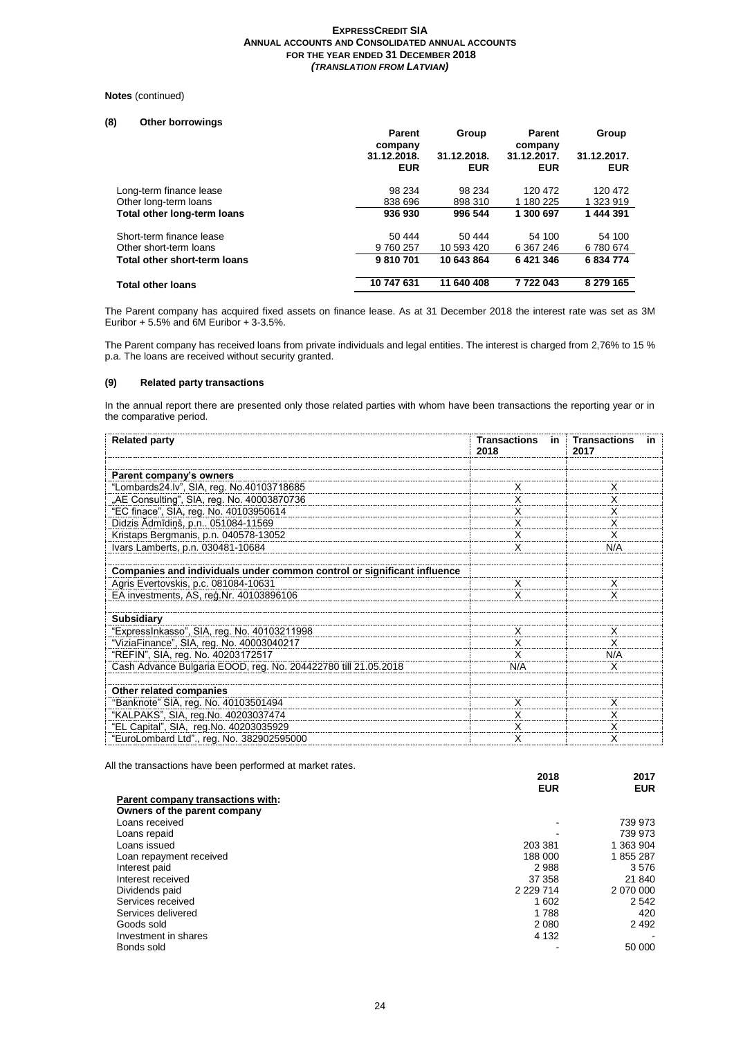**Notes** (continued)

### (8) Other borrowings

| | Parent company 31.12.2018. EUR | Group 31.12.2018. EUR | Parent company 31.12.2017. EUR | Group 31.12.2017. EUR |
|---|---|---|---|---|
| Long-term finance lease | 98 234 | 98 234 | 120 472 | 120 472 |
| Other long-term loans | 838 696 | 898 310 | 1 180 225 | 1 323 919 |
| **Total other long-term loans** | **936 930** | **996 544** | **1 300 697** | **1 444 391** |
| Short-term finance lease | 50 444 | 50 444 | 54 100 | 54 100 |
| Other short-term loans | 9 760 257 | 10 593 420 | 6 367 246 | 6 780 674 |
| **Total other short-term loans** | **9 810 701** | **10 643 864** | **6 421 346** | **6 834 774** |
| **Total other loans** | **10 747 631** | **11 640 408** | **7 722 043** | **8 279 165** |

The Parent company has acquired fixed assets on finance lease. As at 31 December 2018 the interest rate was set as 3M Euribor + 5.5% and 6M Euribor + 3-3.5%.

The Parent company has received loans from private individuals and legal entities. The interest is charged from 2,76% to 15 % p.a. The loans are received without security granted.

### (9) Related party transactions

In the annual report there are presented only those related parties with whom have been transactions the reporting year or in the comparative period.

| Related party | Transactions in 2018 | Transactions in 2017 |
|---|---|---|
| **Parent company's owners** | | |
| "Lombards24.lv", SIA, reg. No.40103718685 | X | X |
| „AE Consulting", SIA, reg. No. 40003870736 | X | X |
| "EC finace", SIA, reg. No. 40103950614 | X | X |
| Didzis Ādmīdiņš, p.n.. 051084-11569 | X | X |
| Kristaps Bergmanis, p.n. 040578-13052 | X | X |
| Ivars Lamberts, p.n. 030481-10684 | X | N/A |
| **Companies and individuals under common control or significant influence** | | |
| Agris Evertovskis, p.c. 081084-10631 | X | X |
| EA investments, AS, reģ.Nr. 40103896106 | X | X |
| **Subsidiary** | | |
| "ExpressInkasso", SIA, reg. No. 40103211998 | X | X |
| "ViziaFinance", SIA, reg. No. 40003040217 | X | X |
| "REFIN", SIA, reg. No. 40203172517 | X | N/A |
| Cash Advance Bulgaria EOOD, reg. No. 204422780 till 21.05.2018 | N/A | X |
| **Other related companies** | | |
| "Banknote" SIA, reg. No. 40103501494 | X | X |
| "KALPAKS", SIA, reg.No. 40203037474 | X | X |
| "EL Capital", SIA, reg.No. 40203035929 | X | X |
| "EuroLombard Ltd"., reg. No. 382902595000 | X | X |

All the transactions have been performed at market rates.

| | 2018 EUR | 2017 EUR |
|---|---|---|
| **Parent company transactions with:** | | |
| **Owners of the parent company** | | |
| Loans received | - | 739 973 |
| Loans repaid | - | 739 973 |
| Loans issued | 203 381 | 1 363 904 |
| Loan repayment received | 188 000 | 1 855 287 |
| Interest paid | 2 988 | 3 576 |
| Interest received | 37 358 | 21 840 |
| Dividends paid | 2 229 714 | 2 070 000 |
| Services received | 1 602 | 2 542 |
| Services delivered | 1 788 | 420 |
| Goods sold | 2 080 | 2 492 |
| Investment in shares | 4 132 | - |
| Bonds sold | - | 50 000 |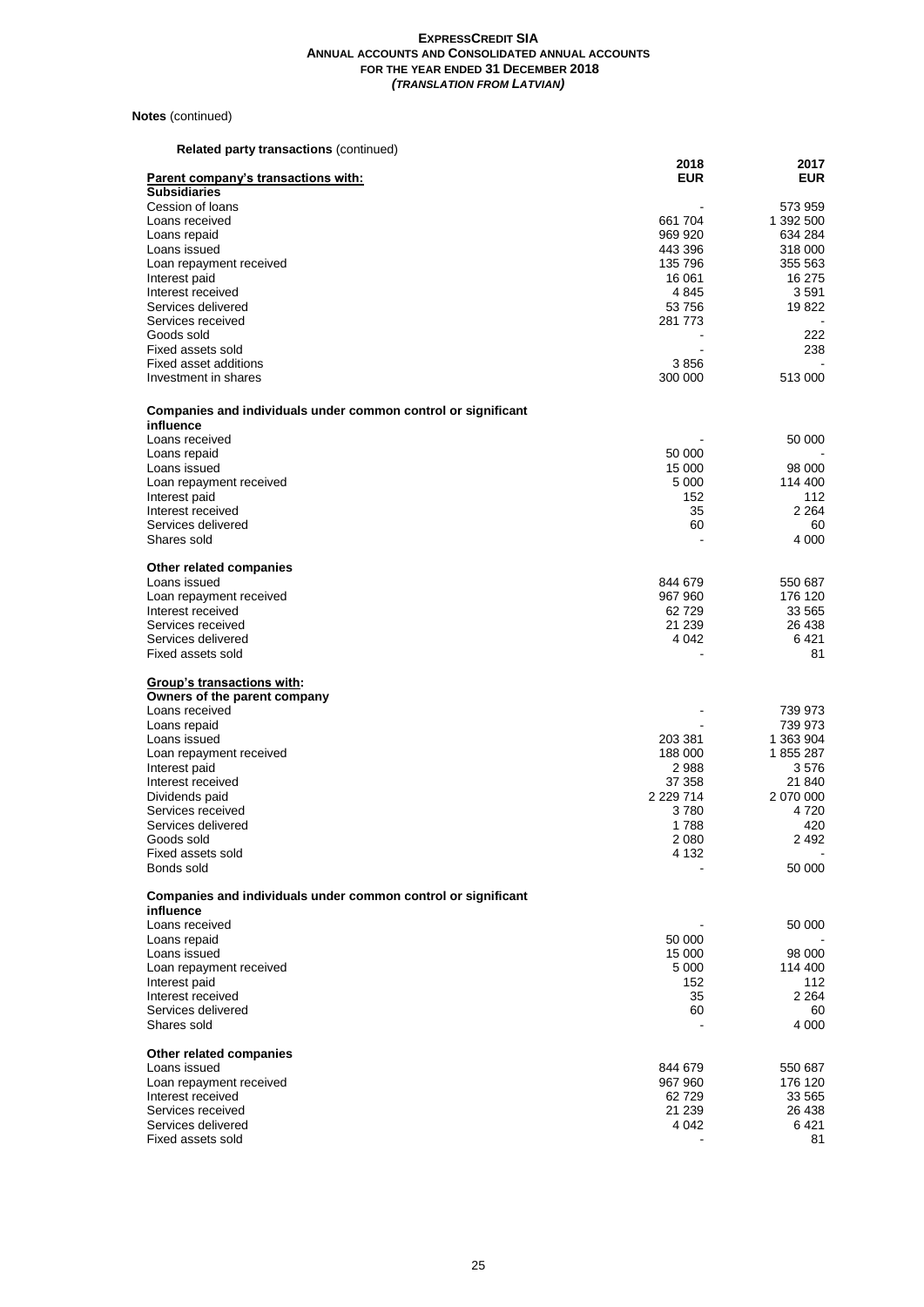**Notes** (continued)

**Related party transactions** (continued)

| | 2018 | 2017 |
|---|---|---|
| **Parent company's transactions with:** | **EUR** | **EUR** |
| **Subsidiaries** | | |
| Cession of loans | - | 573 959 |
| Loans received | 661 704 | 1 392 500 |
| Loans repaid | 969 920 | 634 284 |
| Loans issued | 443 396 | 318 000 |
| Loan repayment received | 135 796 | 355 563 |
| Interest paid | 16 061 | 16 275 |
| Interest received | 4 845 | 3 591 |
| Services delivered | 53 756 | 19 822 |
| Services received | 281 773 | - |
| Goods sold | - | 222 |
| Fixed assets sold | - | 238 |
| Fixed asset additions | 3 856 | - |
| Investment in shares | 300 000 | 513 000 |
| | | |
| **Companies and individuals under common control or significant influence** | | |
| Loans received | - | 50 000 |
| Loans repaid | 50 000 | - |
| Loans issued | 15 000 | 98 000 |
| Loan repayment received | 5 000 | 114 400 |
| Interest paid | 152 | 112 |
| Interest received | 35 | 2 264 |
| Services delivered | 60 | 60 |
| Shares sold | - | 4 000 |
| | | |
| **Other related companies** | | |
| Loans issued | 844 679 | 550 687 |
| Loan repayment received | 967 960 | 176 120 |
| Interest received | 62 729 | 33 565 |
| Services received | 21 239 | 26 438 |
| Services delivered | 4 042 | 6 421 |
| Fixed assets sold | - | 81 |
| | | |
| **Group's transactions with:** | | |
| **Owners of the parent company** | | |
| Loans received | - | 739 973 |
| Loans repaid | - | 739 973 |
| Loans issued | 203 381 | 1 363 904 |
| Loan repayment received | 188 000 | 1 855 287 |
| Interest paid | 2 988 | 3 576 |
| Interest received | 37 358 | 21 840 |
| Dividends paid | 2 229 714 | 2 070 000 |
| Services received | 3 780 | 4 720 |
| Services delivered | 1 788 | 420 |
| Goods sold | 2 080 | 2 492 |
| Fixed assets sold | 4 132 | - |
| Bonds sold | - | 50 000 |
| | | |
| **Companies and individuals under common control or significant influence** | | |
| Loans received | - | 50 000 |
| Loans repaid | 50 000 | - |
| Loans issued | 15 000 | 98 000 |
| Loan repayment received | 5 000 | 114 400 |
| Interest paid | 152 | 112 |
| Interest received | 35 | 2 264 |
| Services delivered | 60 | 60 |
| Shares sold | - | 4 000 |
| | | |
| **Other related companies** | | |
| Loans issued | 844 679 | 550 687 |
| Loan repayment received | 967 960 | 176 120 |
| Interest received | 62 729 | 33 565 |
| Services received | 21 239 | 26 438 |
| Services delivered | 4 042 | 6 421 |
| Fixed assets sold | - | 81 |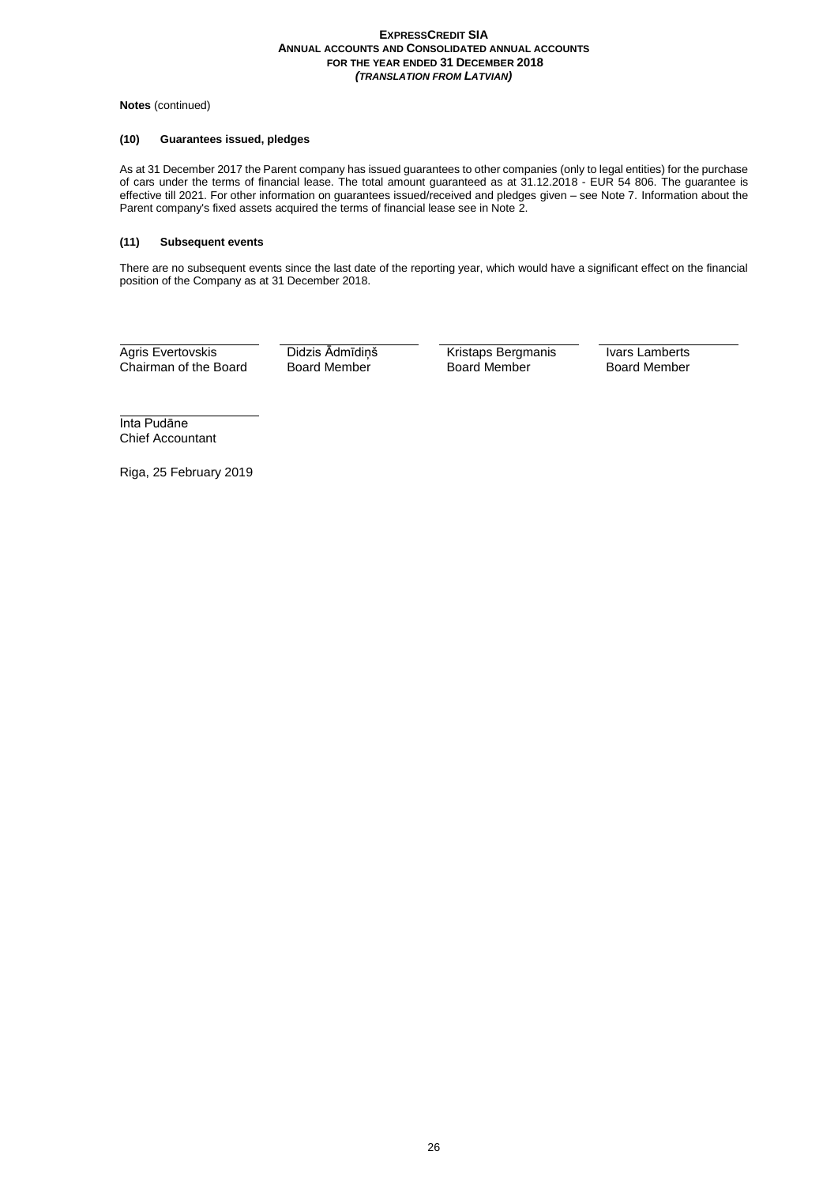**Notes** (continued)

### (10) Guarantees issued, pledges

As at 31 December 2017 the Parent company has issued guarantees to other companies (only to legal entities) for the purchase of cars under the terms of financial lease. The total amount guaranteed as at 31.12.2018 - EUR 54 806. The guarantee is effective till 2021. For other information on guarantees issued/received and pledges given – see Note 7. Information about the Parent company's fixed assets acquired the terms of financial lease see in Note 2.

### (11) Subsequent events

There are no subsequent events since the last date of the reporting year, which would have a significant effect on the financial position of the Company as at 31 December 2018.

| | | | |
|---|---|---|---|
| Agris Evertovskis<br>Chairman of the Board | Didzis Ādmīdiņš<br>Board Member | Kristaps Bergmanis<br>Board Member | Ivars Lamberts<br>Board Member |

Inta Pudāne
Chief Accountant

Riga, 25 February 2019